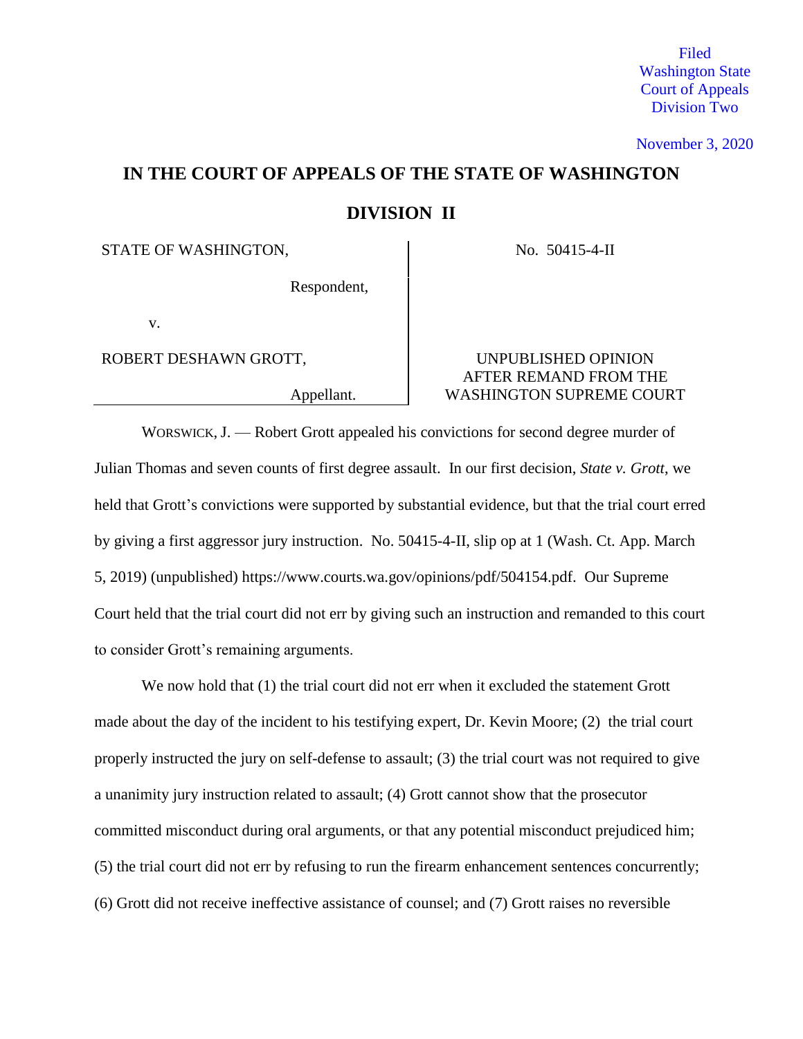Filed
Washington State
Court of Appeals
Division Two

November 3, 2020

# IN THE COURT OF APPEALS OF THE STATE OF WASHINGTON

## DIVISION II

| | |
|---|---|
| STATE OF WASHINGTON, <br><br> Respondent, <br><br> v. <br><br> ROBERT DESHAWN GROTT, <br><br> Appellant. | No. 50415-4-II <br><br><br><br><br><br> UNPUBLISHED OPINION AFTER REMAND FROM THE WASHINGTON SUPREME COURT |

WORSWICK, J. — Robert Grott appealed his convictions for second degree murder of Julian Thomas and seven counts of first degree assault. In our first decision, *State v. Grott*, we held that Grott's convictions were supported by substantial evidence, but that the trial court erred by giving a first aggressor jury instruction. No. 50415-4-II, slip op at 1 (Wash. Ct. App. March 5, 2019) (unpublished) https://www.courts.wa.gov/opinions/pdf/504154.pdf. Our Supreme Court held that the trial court did not err by giving such an instruction and remanded to this court to consider Grott's remaining arguments.

We now hold that (1) the trial court did not err when it excluded the statement Grott made about the day of the incident to his testifying expert, Dr. Kevin Moore; (2) the trial court properly instructed the jury on self-defense to assault; (3) the trial court was not required to give a unanimity jury instruction related to assault; (4) Grott cannot show that the prosecutor committed misconduct during oral arguments, or that any potential misconduct prejudiced him; (5) the trial court did not err by refusing to run the firearm enhancement sentences concurrently; (6) Grott did not receive ineffective assistance of counsel; and (7) Grott raises no reversible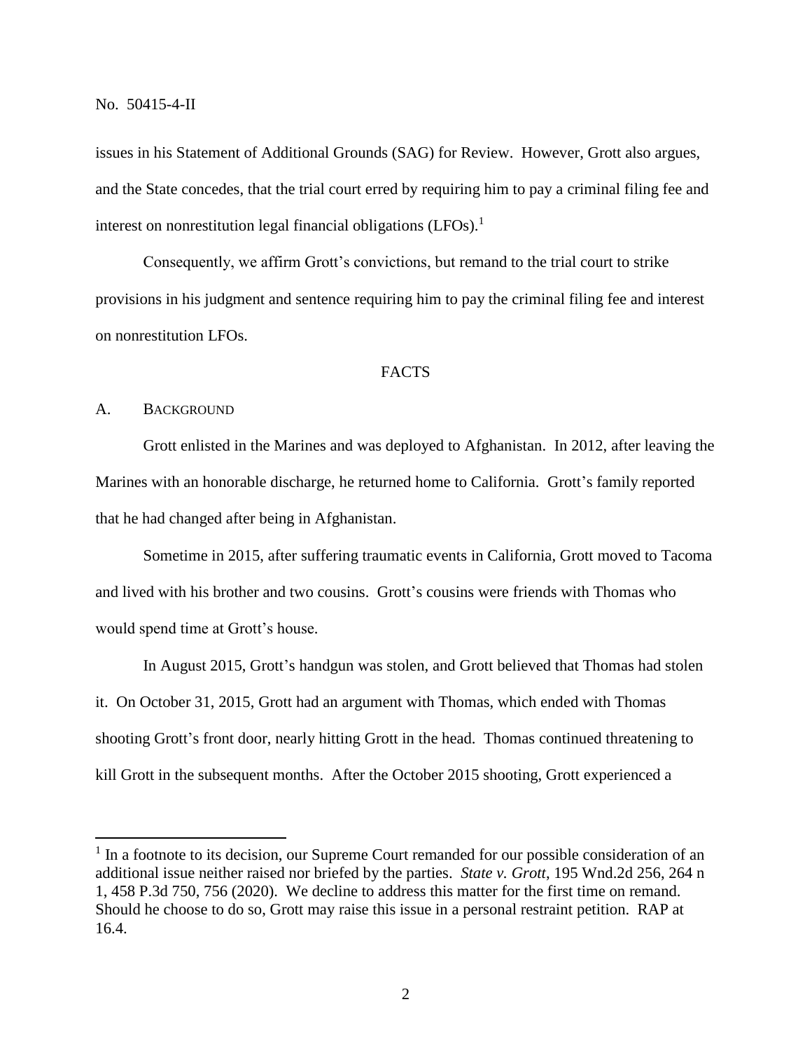issues in his Statement of Additional Grounds (SAG) for Review. However, Grott also argues, and the State concedes, that the trial court erred by requiring him to pay a criminal filing fee and interest on nonrestitution legal financial obligations (LFOs).[1]

Consequently, we affirm Grott's convictions, but remand to the trial court to strike provisions in his judgment and sentence requiring him to pay the criminal filing fee and interest on nonrestitution LFOs.

## FACTS

### A. BACKGROUND

Grott enlisted in the Marines and was deployed to Afghanistan. In 2012, after leaving the Marines with an honorable discharge, he returned home to California. Grott's family reported that he had changed after being in Afghanistan.

Sometime in 2015, after suffering traumatic events in California, Grott moved to Tacoma and lived with his brother and two cousins. Grott's cousins were friends with Thomas who would spend time at Grott's house.

In August 2015, Grott's handgun was stolen, and Grott believed that Thomas had stolen it. On October 31, 2015, Grott had an argument with Thomas, which ended with Thomas shooting Grott's front door, nearly hitting Grott in the head. Thomas continued threatening to kill Grott in the subsequent months. After the October 2015 shooting, Grott experienced a

---

[1] In a footnote to its decision, our Supreme Court remanded for our possible consideration of an additional issue neither raised nor briefed by the parties. *State v. Grott*, 195 Wnd.2d 256, 264 n 1, 458 P.3d 750, 756 (2020). We decline to address this matter for the first time on remand. Should he choose to do so, Grott may raise this issue in a personal restraint petition. RAP at 16.4.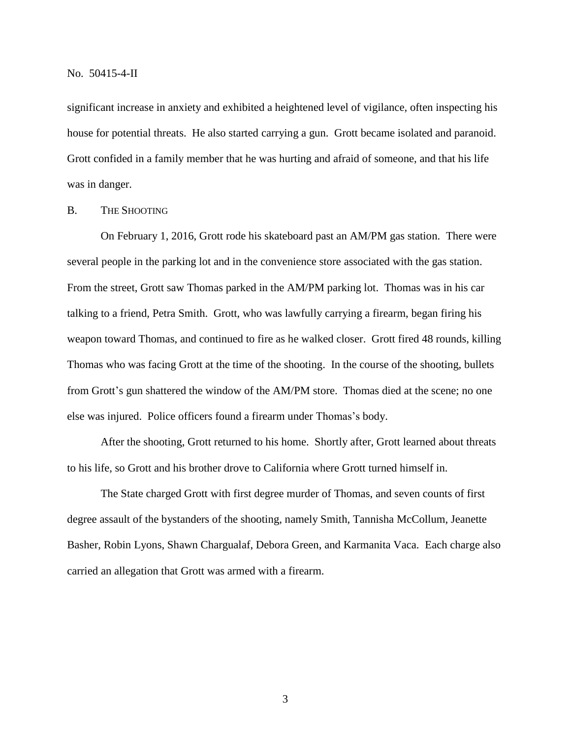significant increase in anxiety and exhibited a heightened level of vigilance, often inspecting his house for potential threats. He also started carrying a gun. Grott became isolated and paranoid. Grott confided in a family member that he was hurting and afraid of someone, and that his life was in danger.

### B. The Shooting

On February 1, 2016, Grott rode his skateboard past an AM/PM gas station. There were several people in the parking lot and in the convenience store associated with the gas station. From the street, Grott saw Thomas parked in the AM/PM parking lot. Thomas was in his car talking to a friend, Petra Smith. Grott, who was lawfully carrying a firearm, began firing his weapon toward Thomas, and continued to fire as he walked closer. Grott fired 48 rounds, killing Thomas who was facing Grott at the time of the shooting. In the course of the shooting, bullets from Grott's gun shattered the window of the AM/PM store. Thomas died at the scene; no one else was injured. Police officers found a firearm under Thomas's body.

After the shooting, Grott returned to his home. Shortly after, Grott learned about threats to his life, so Grott and his brother drove to California where Grott turned himself in.

The State charged Grott with first degree murder of Thomas, and seven counts of first degree assault of the bystanders of the shooting, namely Smith, Tannisha McCollum, Jeanette Basher, Robin Lyons, Shawn Chargualaf, Debora Green, and Karmanita Vaca. Each charge also carried an allegation that Grott was armed with a firearm.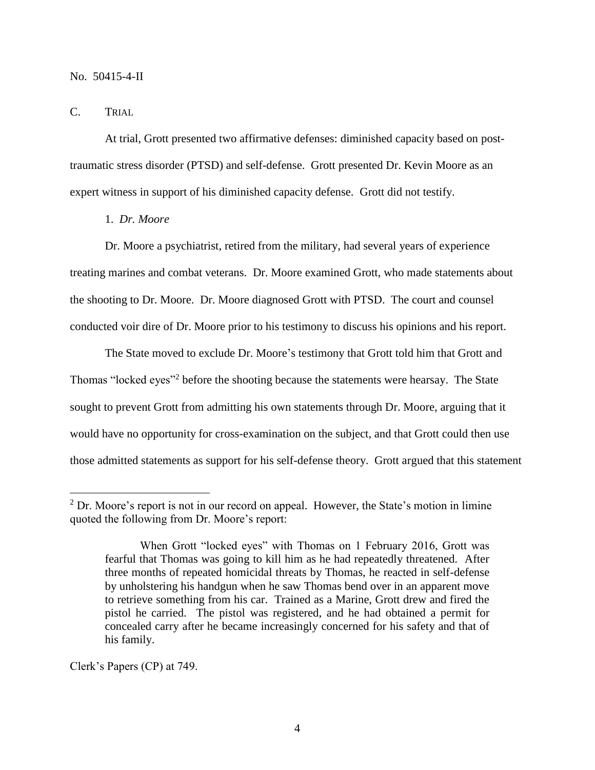No. 50415-4-II

## C. TRIAL

At trial, Grott presented two affirmative defenses: diminished capacity based on post-traumatic stress disorder (PTSD) and self-defense. Grott presented Dr. Kevin Moore as an expert witness in support of his diminished capacity defense. Grott did not testify.

### 1. *Dr. Moore*

Dr. Moore a psychiatrist, retired from the military, had several years of experience treating marines and combat veterans. Dr. Moore examined Grott, who made statements about the shooting to Dr. Moore. Dr. Moore diagnosed Grott with PTSD. The court and counsel conducted voir dire of Dr. Moore prior to his testimony to discuss his opinions and his report.

The State moved to exclude Dr. Moore's testimony that Grott told him that Grott and Thomas "locked eyes"[2] before the shooting because the statements were hearsay. The State sought to prevent Grott from admitting his own statements through Dr. Moore, arguing that it would have no opportunity for cross-examination on the subject, and that Grott could then use those admitted statements as support for his self-defense theory. Grott argued that this statement

---

[2] Dr. Moore's report is not in our record on appeal. However, the State's motion in limine quoted the following from Dr. Moore's report:

> When Grott "locked eyes" with Thomas on 1 February 2016, Grott was fearful that Thomas was going to kill him as he had repeatedly threatened. After three months of repeated homicidal threats by Thomas, he reacted in self-defense by unholstering his handgun when he saw Thomas bend over in an apparent move to retrieve something from his car. Trained as a Marine, Grott drew and fired the pistol he carried. The pistol was registered, and he had obtained a permit for concealed carry after he became increasingly concerned for his safety and that of his family.

Clerk's Papers (CP) at 749.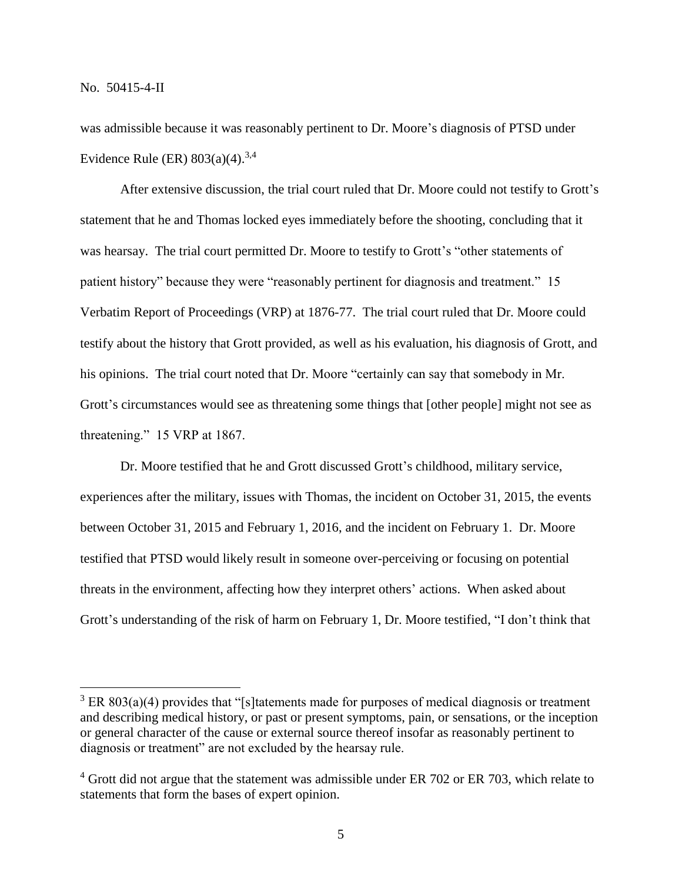was admissible because it was reasonably pertinent to Dr. Moore's diagnosis of PTSD under Evidence Rule (ER) 803(a)(4).[3,4]

After extensive discussion, the trial court ruled that Dr. Moore could not testify to Grott's statement that he and Thomas locked eyes immediately before the shooting, concluding that it was hearsay. The trial court permitted Dr. Moore to testify to Grott's "other statements of patient history" because they were "reasonably pertinent for diagnosis and treatment." 15 Verbatim Report of Proceedings (VRP) at 1876-77. The trial court ruled that Dr. Moore could testify about the history that Grott provided, as well as his evaluation, his diagnosis of Grott, and his opinions. The trial court noted that Dr. Moore "certainly can say that somebody in Mr. Grott's circumstances would see as threatening some things that [other people] might not see as threatening." 15 VRP at 1867.

Dr. Moore testified that he and Grott discussed Grott's childhood, military service, experiences after the military, issues with Thomas, the incident on October 31, 2015, the events between October 31, 2015 and February 1, 2016, and the incident on February 1. Dr. Moore testified that PTSD would likely result in someone over-perceiving or focusing on potential threats in the environment, affecting how they interpret others' actions. When asked about Grott's understanding of the risk of harm on February 1, Dr. Moore testified, "I don't think that

---

[3] ER 803(a)(4) provides that "[s]tatements made for purposes of medical diagnosis or treatment and describing medical history, or past or present symptoms, pain, or sensations, or the inception or general character of the cause or external source thereof insofar as reasonably pertinent to diagnosis or treatment" are not excluded by the hearsay rule.

[4] Grott did not argue that the statement was admissible under ER 702 or ER 703, which relate to statements that form the bases of expert opinion.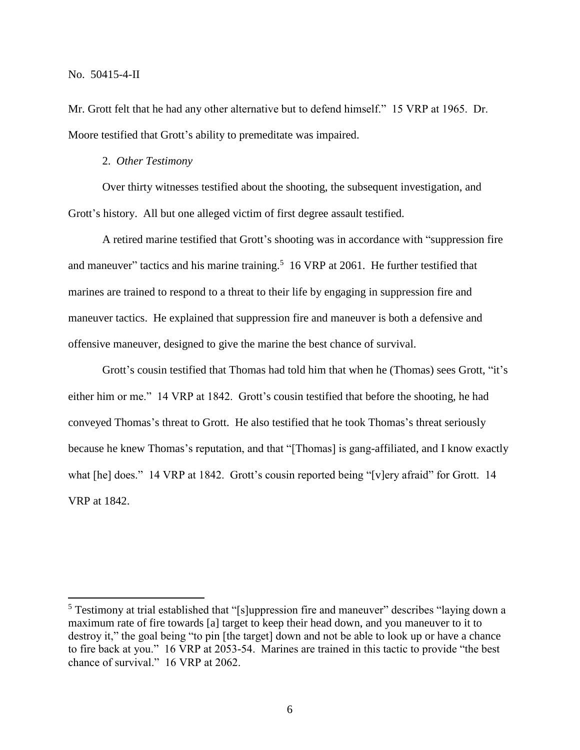Mr. Grott felt that he had any other alternative but to defend himself." 15 VRP at 1965. Dr. Moore testified that Grott's ability to premeditate was impaired.

2. *Other Testimony*

Over thirty witnesses testified about the shooting, the subsequent investigation, and Grott's history. All but one alleged victim of first degree assault testified.

A retired marine testified that Grott's shooting was in accordance with "suppression fire and maneuver" tactics and his marine training.[5] 16 VRP at 2061. He further testified that marines are trained to respond to a threat to their life by engaging in suppression fire and maneuver tactics. He explained that suppression fire and maneuver is both a defensive and offensive maneuver, designed to give the marine the best chance of survival.

Grott's cousin testified that Thomas had told him that when he (Thomas) sees Grott, "it's either him or me." 14 VRP at 1842. Grott's cousin testified that before the shooting, he had conveyed Thomas's threat to Grott. He also testified that he took Thomas's threat seriously because he knew Thomas's reputation, and that "[Thomas] is gang-affiliated, and I know exactly what [he] does." 14 VRP at 1842. Grott's cousin reported being "[v]ery afraid" for Grott. 14 VRP at 1842.

---

[5] Testimony at trial established that "[s]uppression fire and maneuver" describes "laying down a maximum rate of fire towards [a] target to keep their head down, and you maneuver to it to destroy it," the goal being "to pin [the target] down and not be able to look up or have a chance to fire back at you." 16 VRP at 2053-54. Marines are trained in this tactic to provide "the best chance of survival." 16 VRP at 2062.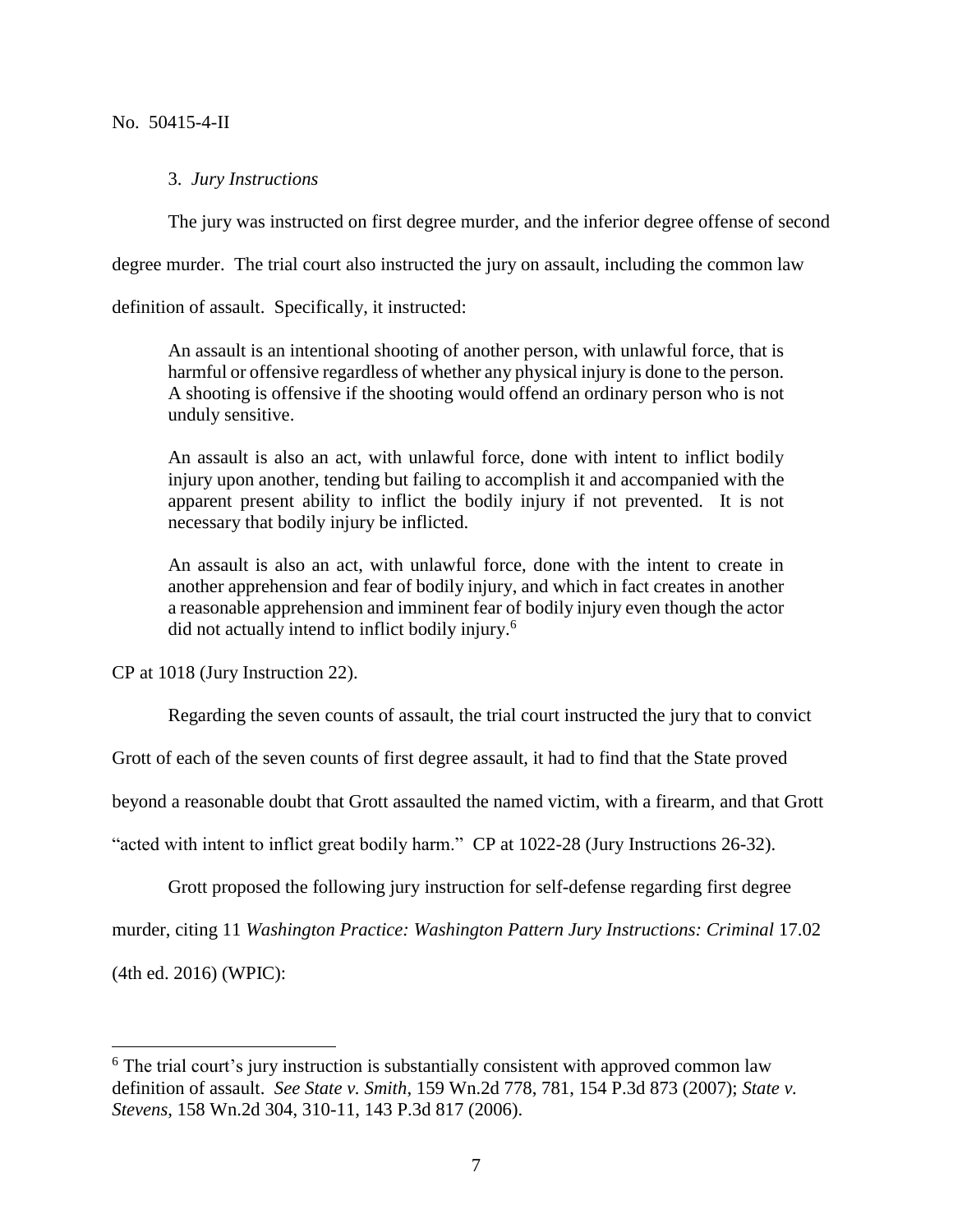3. *Jury Instructions*

The jury was instructed on first degree murder, and the inferior degree offense of second degree murder. The trial court also instructed the jury on assault, including the common law definition of assault. Specifically, it instructed:

> An assault is an intentional shooting of another person, with unlawful force, that is harmful or offensive regardless of whether any physical injury is done to the person. A shooting is offensive if the shooting would offend an ordinary person who is not unduly sensitive.
>
> An assault is also an act, with unlawful force, done with intent to inflict bodily injury upon another, tending but failing to accomplish it and accompanied with the apparent present ability to inflict the bodily injury if not prevented. It is not necessary that bodily injury be inflicted.
>
> An assault is also an act, with unlawful force, done with the intent to create in another apprehension and fear of bodily injury, and which in fact creates in another a reasonable apprehension and imminent fear of bodily injury even though the actor did not actually intend to inflict bodily injury.[6]

CP at 1018 (Jury Instruction 22).

Regarding the seven counts of assault, the trial court instructed the jury that to convict Grott of each of the seven counts of first degree assault, it had to find that the State proved beyond a reasonable doubt that Grott assaulted the named victim, with a firearm, and that Grott "acted with intent to inflict great bodily harm." CP at 1022-28 (Jury Instructions 26-32).

Grott proposed the following jury instruction for self-defense regarding first degree murder, citing 11 *Washington Practice: Washington Pattern Jury Instructions: Criminal* 17.02 (4th ed. 2016) (WPIC):

---

[6] The trial court's jury instruction is substantially consistent with approved common law definition of assault. *See State v. Smith*, 159 Wn.2d 778, 781, 154 P.3d 873 (2007); *State v. Stevens*, 158 Wn.2d 304, 310-11, 143 P.3d 817 (2006).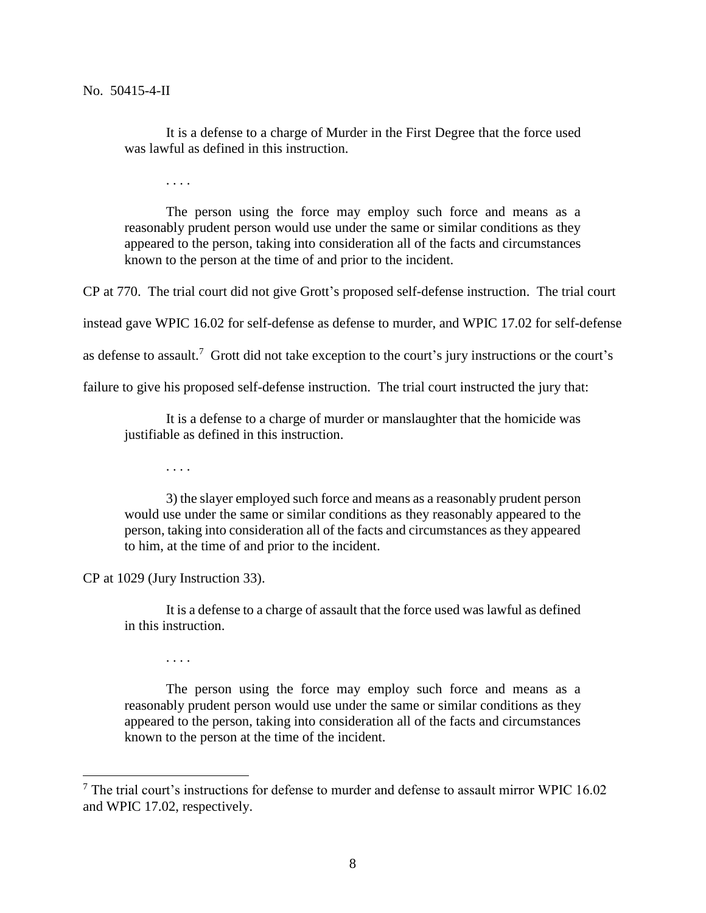It is a defense to a charge of Murder in the First Degree that the force used was lawful as defined in this instruction.

. . . .

The person using the force may employ such force and means as a reasonably prudent person would use under the same or similar conditions as they appeared to the person, taking into consideration all of the facts and circumstances known to the person at the time of and prior to the incident.

CP at 770. The trial court did not give Grott's proposed self-defense instruction. The trial court instead gave WPIC 16.02 for self-defense as defense to murder, and WPIC 17.02 for self-defense as defense to assault.[7] Grott did not take exception to the court's jury instructions or the court's failure to give his proposed self-defense instruction. The trial court instructed the jury that:

It is a defense to a charge of murder or manslaughter that the homicide was justifiable as defined in this instruction.

. . . .

3) the slayer employed such force and means as a reasonably prudent person would use under the same or similar conditions as they reasonably appeared to the person, taking into consideration all of the facts and circumstances as they appeared to him, at the time of and prior to the incident.

CP at 1029 (Jury Instruction 33).

It is a defense to a charge of assault that the force used was lawful as defined in this instruction.

. . . .

The person using the force may employ such force and means as a reasonably prudent person would use under the same or similar conditions as they appeared to the person, taking into consideration all of the facts and circumstances known to the person at the time of the incident.

---

[7] The trial court's instructions for defense to murder and defense to assault mirror WPIC 16.02 and WPIC 17.02, respectively.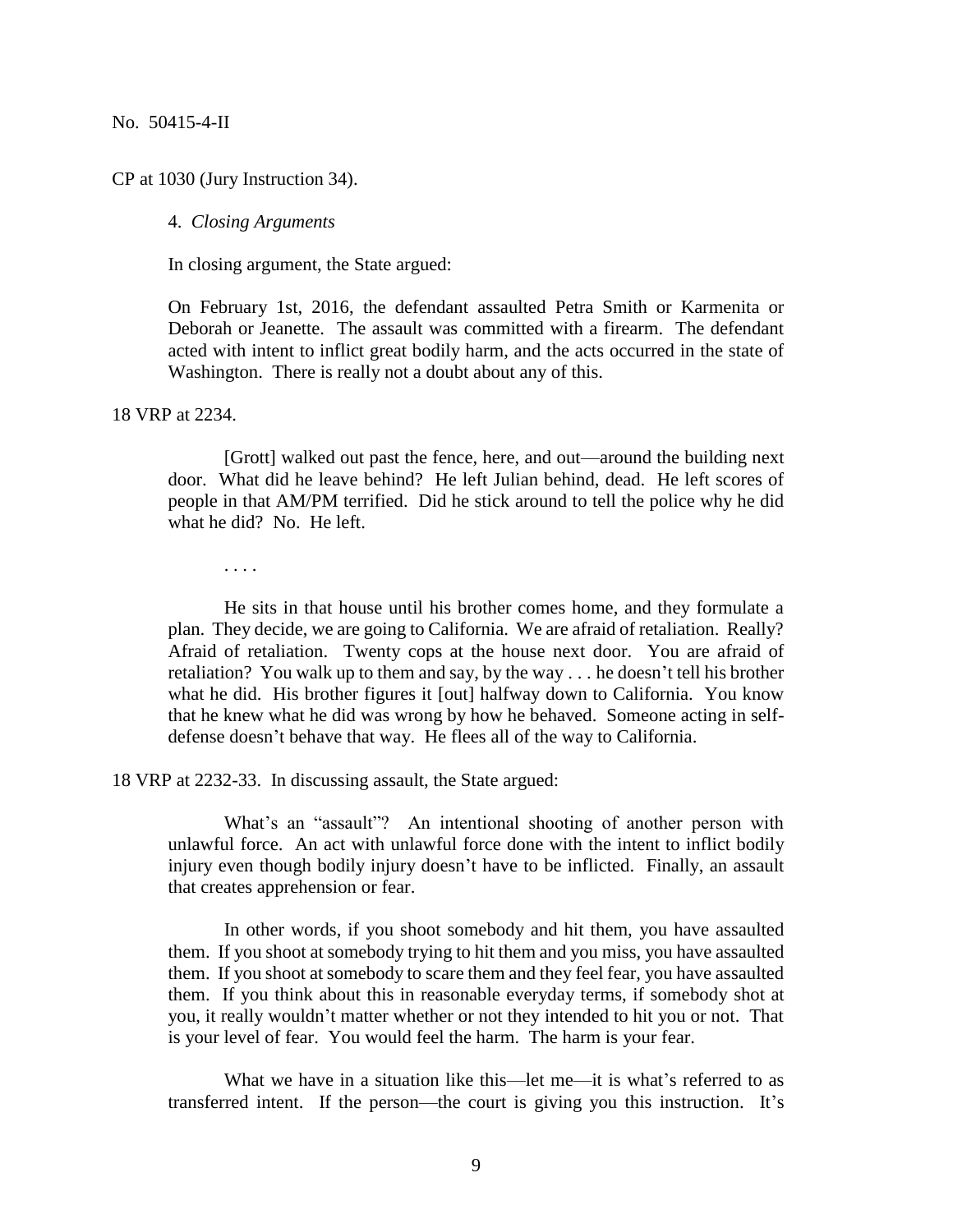CP at 1030 (Jury Instruction 34).

4. *Closing Arguments*

In closing argument, the State argued:

> On February 1st, 2016, the defendant assaulted Petra Smith or Karmenita or Deborah or Jeanette. The assault was committed with a firearm. The defendant acted with intent to inflict great bodily harm, and the acts occurred in the state of Washington. There is really not a doubt about any of this.

18 VRP at 2234.

> [Grott] walked out past the fence, here, and out—around the building next door. What did he leave behind? He left Julian behind, dead. He left scores of people in that AM/PM terrified. Did he stick around to tell the police why he did what he did? No. He left.
>
> . . . .
>
> He sits in that house until his brother comes home, and they formulate a plan. They decide, we are going to California. We are afraid of retaliation. Really? Afraid of retaliation. Twenty cops at the house next door. You are afraid of retaliation? You walk up to them and say, by the way . . . he doesn't tell his brother what he did. His brother figures it [out] halfway down to California. You know that he knew what he did was wrong by how he behaved. Someone acting in self-defense doesn't behave that way. He flees all of the way to California.

18 VRP at 2232-33. In discussing assault, the State argued:

> What's an "assault"? An intentional shooting of another person with unlawful force. An act with unlawful force done with the intent to inflict bodily injury even though bodily injury doesn't have to be inflicted. Finally, an assault that creates apprehension or fear.
>
> In other words, if you shoot somebody and hit them, you have assaulted them. If you shoot at somebody trying to hit them and you miss, you have assaulted them. If you shoot at somebody to scare them and they feel fear, you have assaulted them. If you think about this in reasonable everyday terms, if somebody shot at you, it really wouldn't matter whether or not they intended to hit you or not. That is your level of fear. You would feel the harm. The harm is your fear.
>
> What we have in a situation like this—let me—it is what's referred to as transferred intent. If the person—the court is giving you this instruction. It's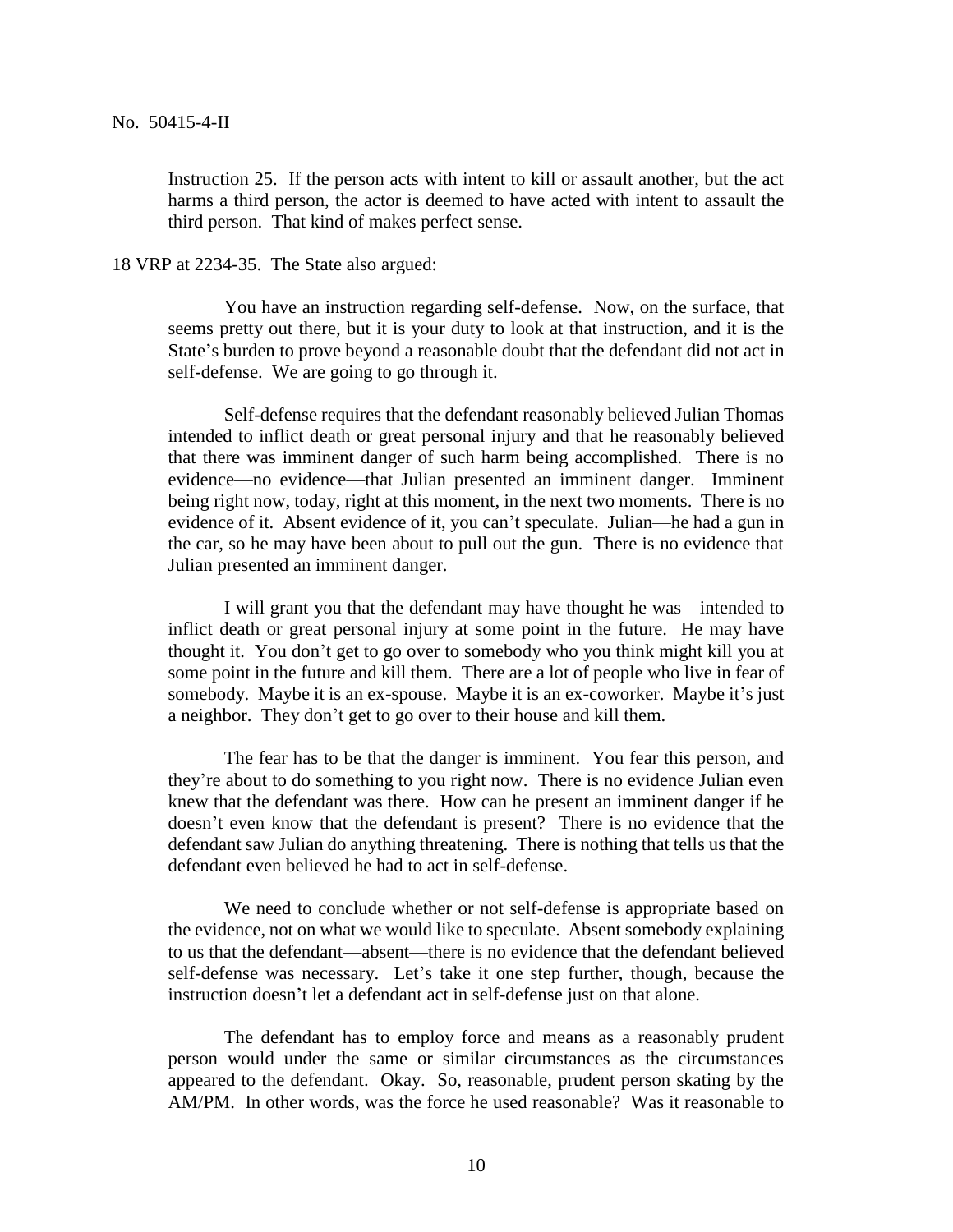Instruction 25. If the person acts with intent to kill or assault another, but the act harms a third person, the actor is deemed to have acted with intent to assault the third person. That kind of makes perfect sense.

18 VRP at 2234-35. The State also argued:

> You have an instruction regarding self-defense. Now, on the surface, that seems pretty out there, but it is your duty to look at that instruction, and it is the State's burden to prove beyond a reasonable doubt that the defendant did not act in self-defense. We are going to go through it.
>
> Self-defense requires that the defendant reasonably believed Julian Thomas intended to inflict death or great personal injury and that he reasonably believed that there was imminent danger of such harm being accomplished. There is no evidence—no evidence—that Julian presented an imminent danger. Imminent being right now, today, right at this moment, in the next two moments. There is no evidence of it. Absent evidence of it, you can't speculate. Julian—he had a gun in the car, so he may have been about to pull out the gun. There is no evidence that Julian presented an imminent danger.
>
> I will grant you that the defendant may have thought he was—intended to inflict death or great personal injury at some point in the future. He may have thought it. You don't get to go over to somebody who you think might kill you at some point in the future and kill them. There are a lot of people who live in fear of somebody. Maybe it is an ex-spouse. Maybe it is an ex-coworker. Maybe it's just a neighbor. They don't get to go over to their house and kill them.
>
> The fear has to be that the danger is imminent. You fear this person, and they're about to do something to you right now. There is no evidence Julian even knew that the defendant was there. How can he present an imminent danger if he doesn't even know that the defendant is present? There is no evidence that the defendant saw Julian do anything threatening. There is nothing that tells us that the defendant even believed he had to act in self-defense.
>
> We need to conclude whether or not self-defense is appropriate based on the evidence, not on what we would like to speculate. Absent somebody explaining to us that the defendant—absent—there is no evidence that the defendant believed self-defense was necessary. Let's take it one step further, though, because the instruction doesn't let a defendant act in self-defense just on that alone.
>
> The defendant has to employ force and means as a reasonably prudent person would under the same or similar circumstances as the circumstances appeared to the defendant. Okay. So, reasonable, prudent person skating by the AM/PM. In other words, was the force he used reasonable? Was it reasonable to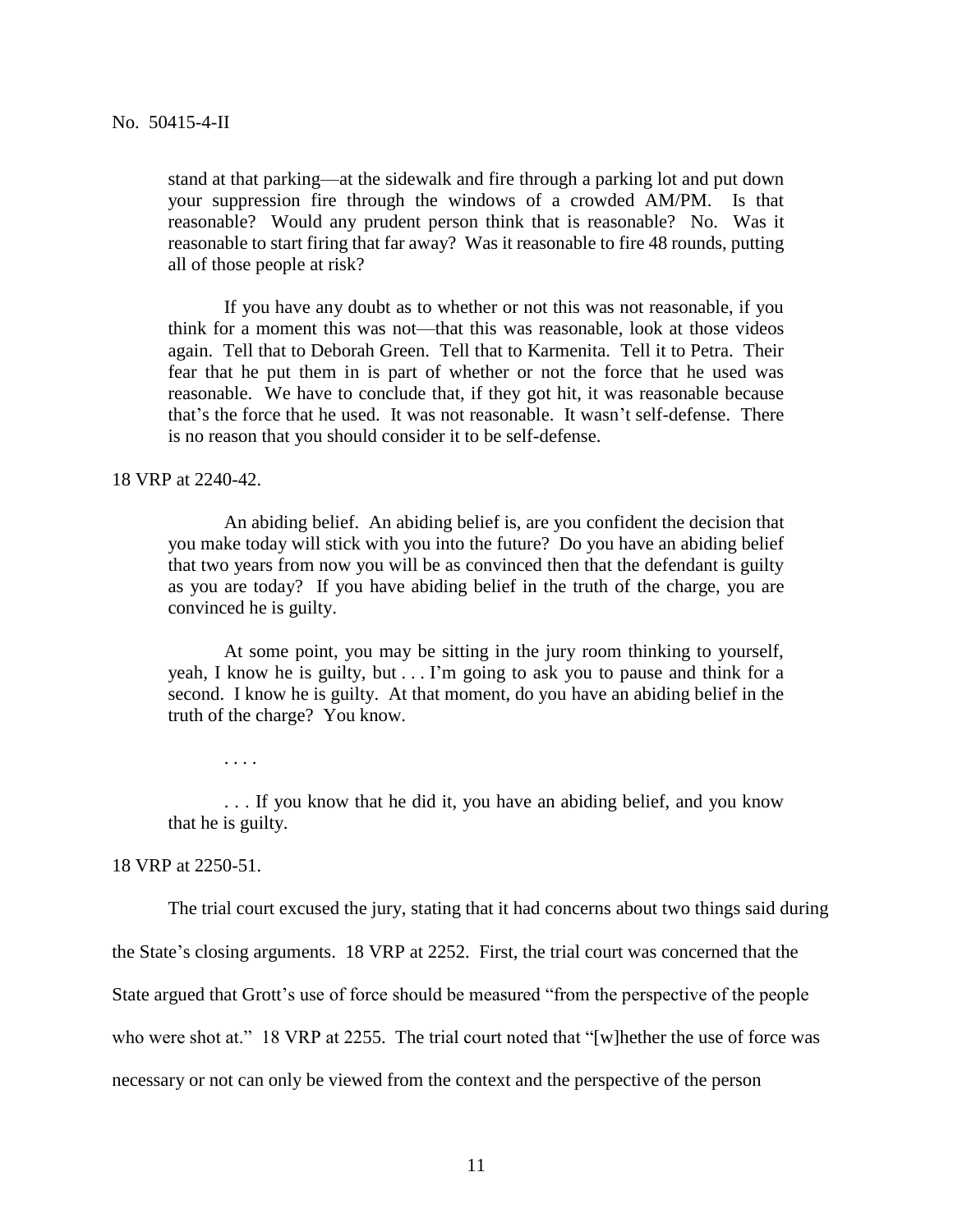> stand at that parking—at the sidewalk and fire through a parking lot and put down your suppression fire through the windows of a crowded AM/PM. Is that reasonable? Would any prudent person think that is reasonable? No. Was it reasonable to start firing that far away? Was it reasonable to fire 48 rounds, putting all of those people at risk?
>
> If you have any doubt as to whether or not this was not reasonable, if you think for a moment this was not—that this was reasonable, look at those videos again. Tell that to Deborah Green. Tell that to Karmenita. Tell it to Petra. Their fear that he put them in is part of whether or not the force that he used was reasonable. We have to conclude that, if they got hit, it was reasonable because that's the force that he used. It was not reasonable. It wasn't self-defense. There is no reason that you should consider it to be self-defense.

18 VRP at 2240-42.

> An abiding belief. An abiding belief is, are you confident the decision that you make today will stick with you into the future? Do you have an abiding belief that two years from now you will be as convinced then that the defendant is guilty as you are today? If you have abiding belief in the truth of the charge, you are convinced he is guilty.
>
> At some point, you may be sitting in the jury room thinking to yourself, yeah, I know he is guilty, but . . . I'm going to ask you to pause and think for a second. I know he is guilty. At that moment, do you have an abiding belief in the truth of the charge? You know.
>
> . . . .
>
> . . . If you know that he did it, you have an abiding belief, and you know that he is guilty.

18 VRP at 2250-51.

The trial court excused the jury, stating that it had concerns about two things said during the State's closing arguments. 18 VRP at 2252. First, the trial court was concerned that the State argued that Grott's use of force should be measured "from the perspective of the people who were shot at." 18 VRP at 2255. The trial court noted that "[w]hether the use of force was necessary or not can only be viewed from the context and the perspective of the person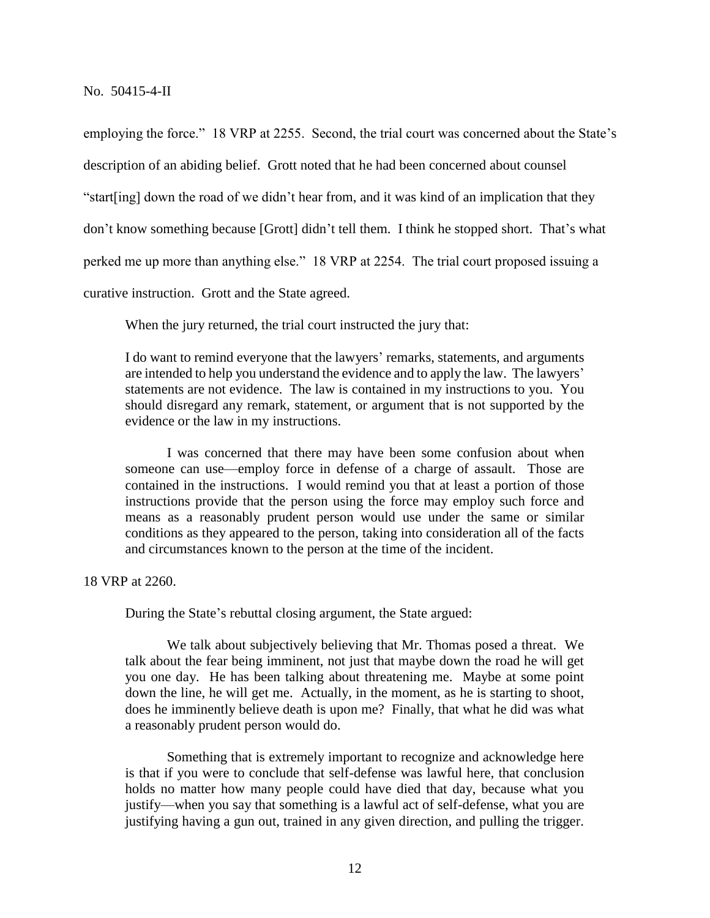employing the force." 18 VRP at 2255. Second, the trial court was concerned about the State's description of an abiding belief. Grott noted that he had been concerned about counsel "start[ing] down the road of we didn't hear from, and it was kind of an implication that they don't know something because [Grott] didn't tell them. I think he stopped short. That's what perked me up more than anything else." 18 VRP at 2254. The trial court proposed issuing a curative instruction. Grott and the State agreed.

When the jury returned, the trial court instructed the jury that:

> I do want to remind everyone that the lawyers' remarks, statements, and arguments are intended to help you understand the evidence and to apply the law. The lawyers' statements are not evidence. The law is contained in my instructions to you. You should disregard any remark, statement, or argument that is not supported by the evidence or the law in my instructions.
>
> I was concerned that there may have been some confusion about when someone can use—employ force in defense of a charge of assault. Those are contained in the instructions. I would remind you that at least a portion of those instructions provide that the person using the force may employ such force and means as a reasonably prudent person would use under the same or similar conditions as they appeared to the person, taking into consideration all of the facts and circumstances known to the person at the time of the incident.

18 VRP at 2260.

During the State's rebuttal closing argument, the State argued:

> We talk about subjectively believing that Mr. Thomas posed a threat. We talk about the fear being imminent, not just that maybe down the road he will get you one day. He has been talking about threatening me. Maybe at some point down the line, he will get me. Actually, in the moment, as he is starting to shoot, does he imminently believe death is upon me? Finally, that what he did was what a reasonably prudent person would do.
>
> Something that is extremely important to recognize and acknowledge here is that if you were to conclude that self-defense was lawful here, that conclusion holds no matter how many people could have died that day, because what you justify—when you say that something is a lawful act of self-defense, what you are justifying having a gun out, trained in any given direction, and pulling the trigger.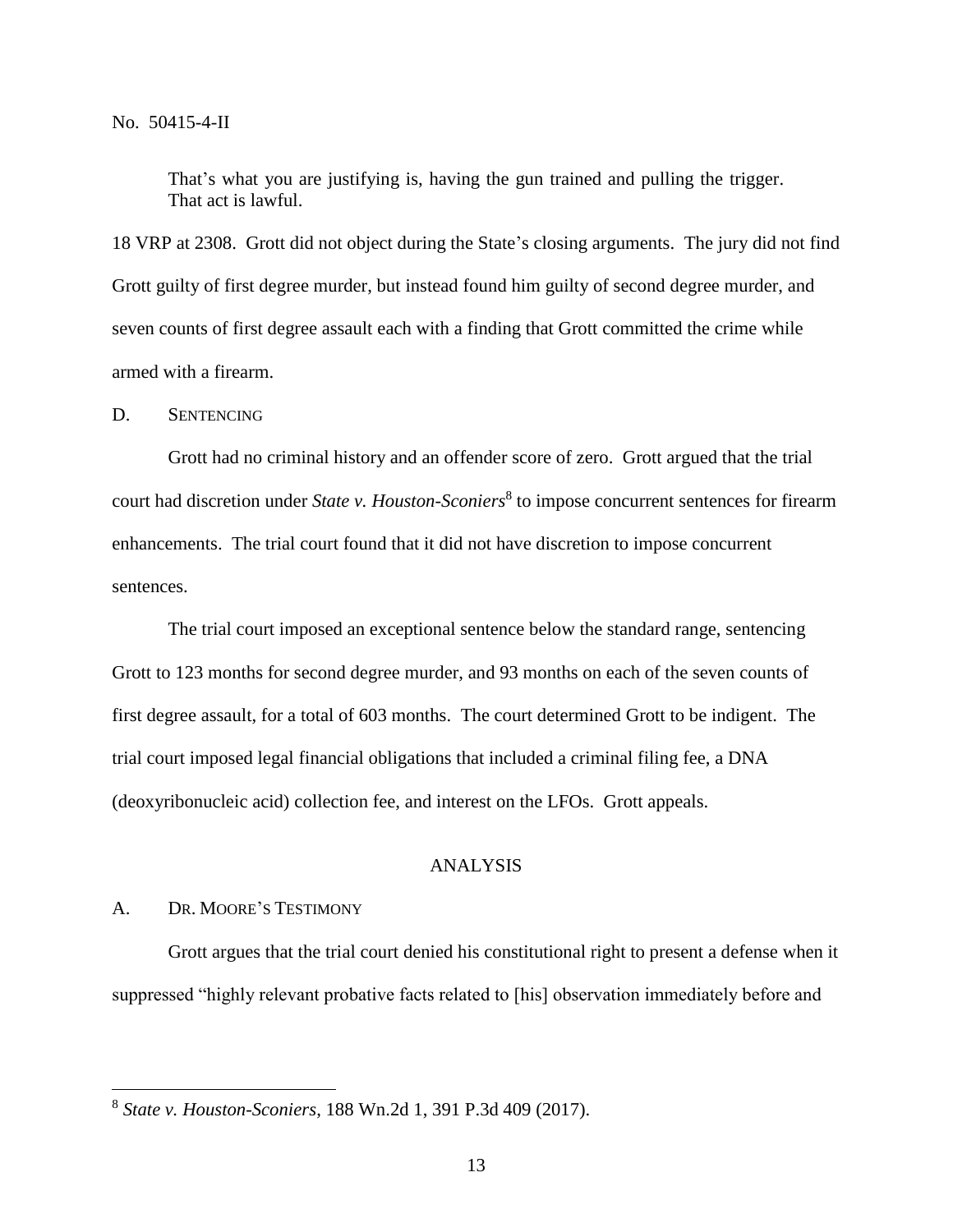> That's what you are justifying is, having the gun trained and pulling the trigger. That act is lawful.

18 VRP at 2308. Grott did not object during the State's closing arguments. The jury did not find Grott guilty of first degree murder, but instead found him guilty of second degree murder, and seven counts of first degree assault each with a finding that Grott committed the crime while armed with a firearm.

### D. Sentencing

Grott had no criminal history and an offender score of zero. Grott argued that the trial court had discretion under *State v. Houston-Sconiers*[8] to impose concurrent sentences for firearm enhancements. The trial court found that it did not have discretion to impose concurrent sentences.

The trial court imposed an exceptional sentence below the standard range, sentencing Grott to 123 months for second degree murder, and 93 months on each of the seven counts of first degree assault, for a total of 603 months. The court determined Grott to be indigent. The trial court imposed legal financial obligations that included a criminal filing fee, a DNA (deoxyribonucleic acid) collection fee, and interest on the LFOs. Grott appeals.

## Analysis

### A. Dr. Moore's Testimony

Grott argues that the trial court denied his constitutional right to present a defense when it suppressed "highly relevant probative facts related to [his] observation immediately before and

---

[8] *State v. Houston-Sconiers*, 188 Wn.2d 1, 391 P.3d 409 (2017).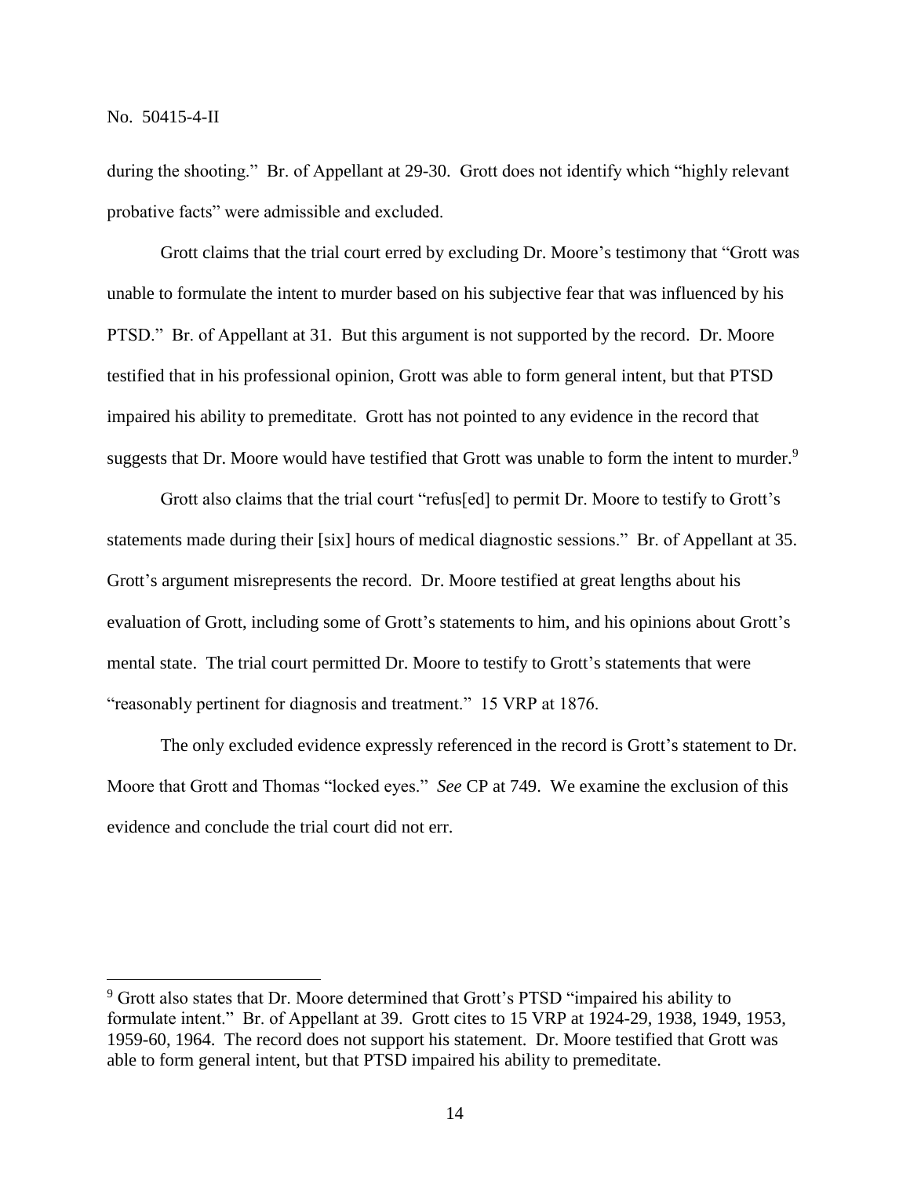during the shooting." Br. of Appellant at 29-30. Grott does not identify which "highly relevant probative facts" were admissible and excluded.

Grott claims that the trial court erred by excluding Dr. Moore's testimony that "Grott was unable to formulate the intent to murder based on his subjective fear that was influenced by his PTSD." Br. of Appellant at 31. But this argument is not supported by the record. Dr. Moore testified that in his professional opinion, Grott was able to form general intent, but that PTSD impaired his ability to premeditate. Grott has not pointed to any evidence in the record that suggests that Dr. Moore would have testified that Grott was unable to form the intent to murder.[9]

Grott also claims that the trial court "refus[ed] to permit Dr. Moore to testify to Grott's statements made during their [six] hours of medical diagnostic sessions." Br. of Appellant at 35. Grott's argument misrepresents the record. Dr. Moore testified at great lengths about his evaluation of Grott, including some of Grott's statements to him, and his opinions about Grott's mental state. The trial court permitted Dr. Moore to testify to Grott's statements that were "reasonably pertinent for diagnosis and treatment." 15 VRP at 1876.

The only excluded evidence expressly referenced in the record is Grott's statement to Dr. Moore that Grott and Thomas "locked eyes." *See* CP at 749. We examine the exclusion of this evidence and conclude the trial court did not err.

---

[9] Grott also states that Dr. Moore determined that Grott's PTSD "impaired his ability to formulate intent." Br. of Appellant at 39. Grott cites to 15 VRP at 1924-29, 1938, 1949, 1953, 1959-60, 1964. The record does not support his statement. Dr. Moore testified that Grott was able to form general intent, but that PTSD impaired his ability to premeditate.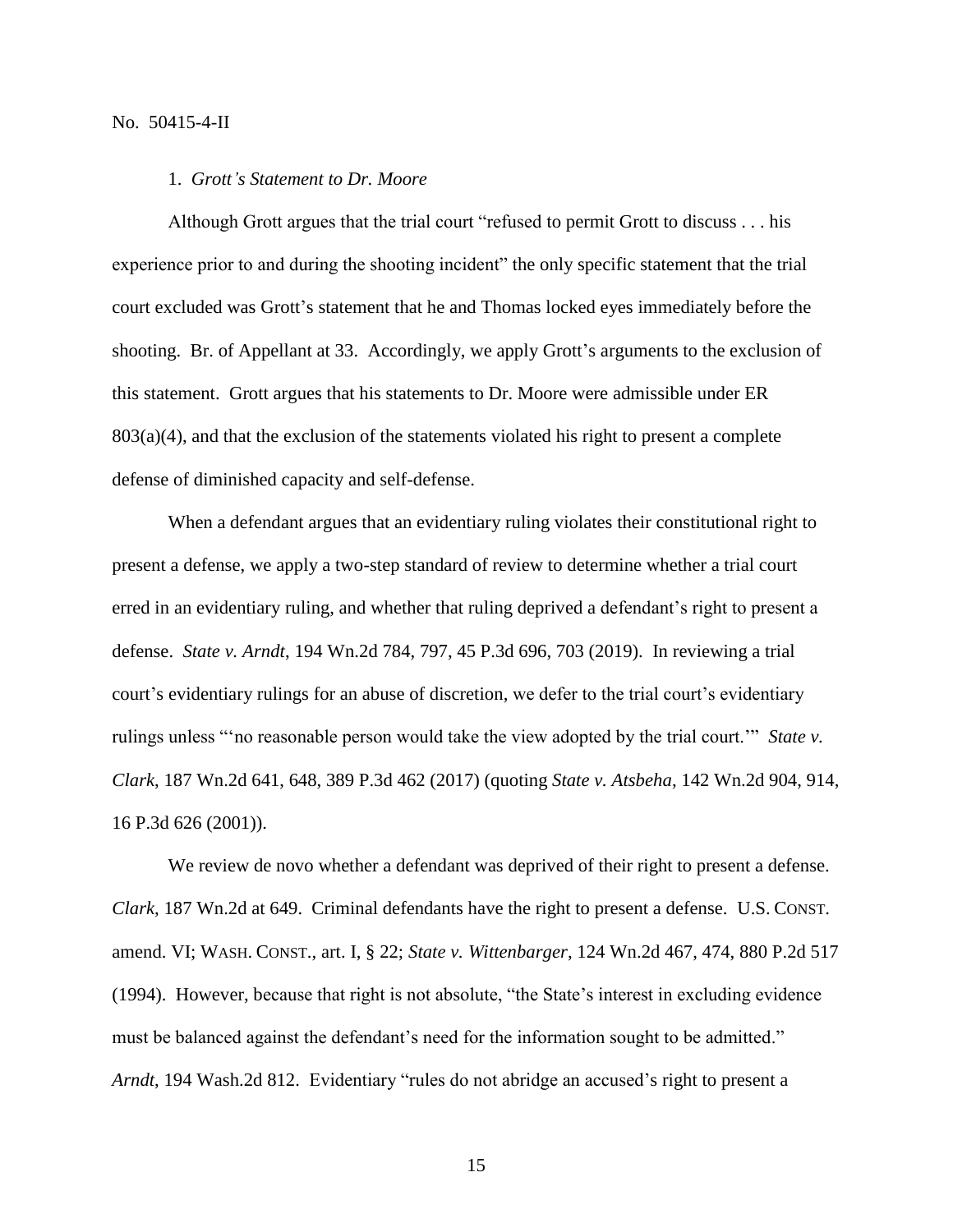1. *Grott's Statement to Dr. Moore*

Although Grott argues that the trial court "refused to permit Grott to discuss . . . his experience prior to and during the shooting incident" the only specific statement that the trial court excluded was Grott's statement that he and Thomas locked eyes immediately before the shooting. Br. of Appellant at 33. Accordingly, we apply Grott's arguments to the exclusion of this statement. Grott argues that his statements to Dr. Moore were admissible under ER 803(a)(4), and that the exclusion of the statements violated his right to present a complete defense of diminished capacity and self-defense.

When a defendant argues that an evidentiary ruling violates their constitutional right to present a defense, we apply a two-step standard of review to determine whether a trial court erred in an evidentiary ruling, and whether that ruling deprived a defendant's right to present a defense. *State v. Arndt*, 194 Wn.2d 784, 797, 45 P.3d 696, 703 (2019). In reviewing a trial court's evidentiary rulings for an abuse of discretion, we defer to the trial court's evidentiary rulings unless "'no reasonable person would take the view adopted by the trial court.'" *State v. Clark*, 187 Wn.2d 641, 648, 389 P.3d 462 (2017) (quoting *State v. Atsbeha*, 142 Wn.2d 904, 914, 16 P.3d 626 (2001)).

We review de novo whether a defendant was deprived of their right to present a defense. *Clark*, 187 Wn.2d at 649. Criminal defendants have the right to present a defense. U.S. CONST. amend. VI; WASH. CONST., art. I, § 22; *State v. Wittenbarger*, 124 Wn.2d 467, 474, 880 P.2d 517 (1994). However, because that right is not absolute, "the State's interest in excluding evidence must be balanced against the defendant's need for the information sought to be admitted." *Arndt*, 194 Wash.2d 812. Evidentiary "rules do not abridge an accused's right to present a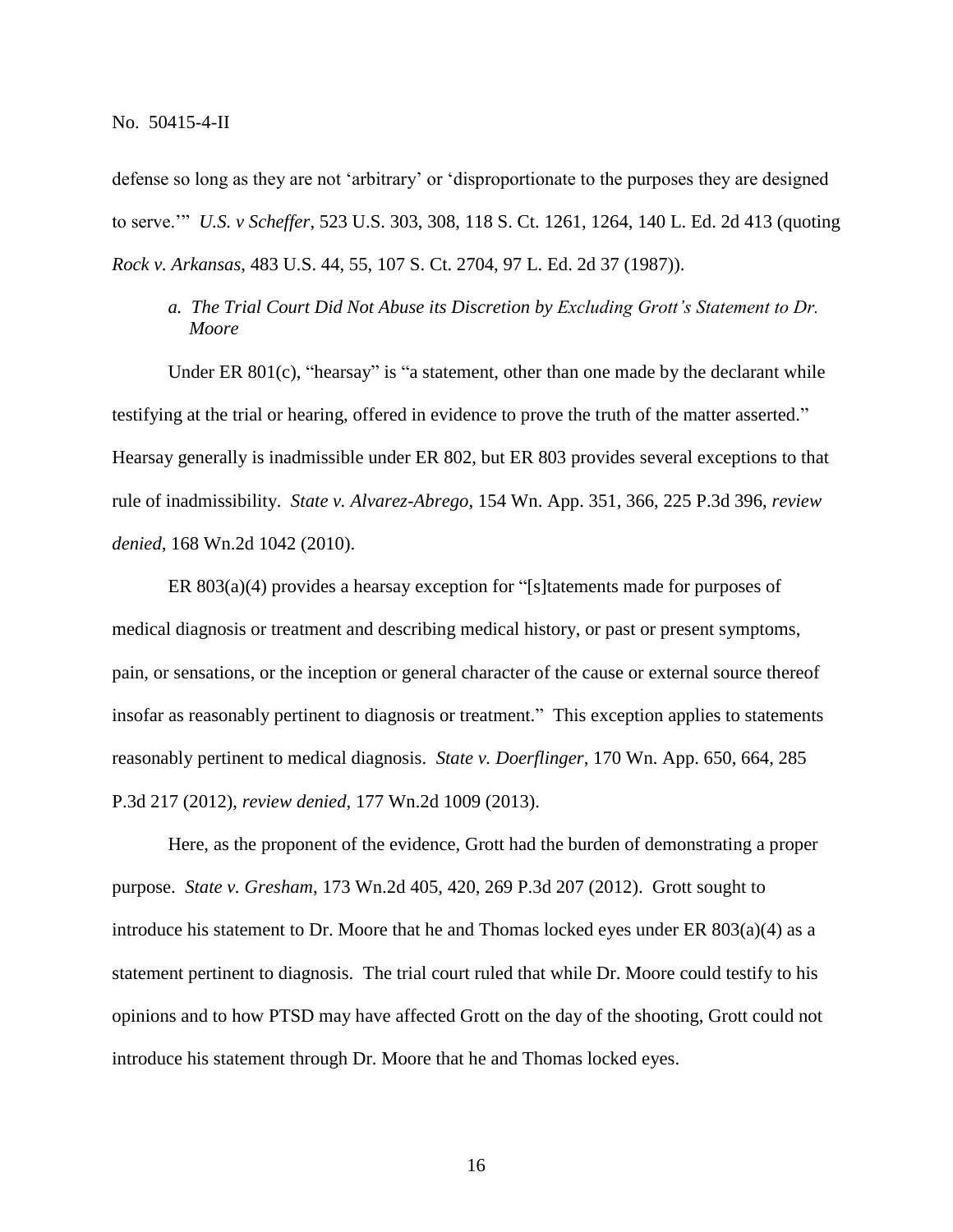defense so long as they are not 'arbitrary' or 'disproportionate to the purposes they are designed to serve.'" *U.S. v Scheffer*, 523 U.S. 303, 308, 118 S. Ct. 1261, 1264, 140 L. Ed. 2d 413 (quoting *Rock v. Arkansas*, 483 U.S. 44, 55, 107 S. Ct. 2704, 97 L. Ed. 2d 37 (1987)).

*a. The Trial Court Did Not Abuse its Discretion by Excluding Grott's Statement to Dr. Moore*

Under ER 801(c), "hearsay" is "a statement, other than one made by the declarant while testifying at the trial or hearing, offered in evidence to prove the truth of the matter asserted." Hearsay generally is inadmissible under ER 802, but ER 803 provides several exceptions to that rule of inadmissibility. *State v. Alvarez-Abrego*, 154 Wn. App. 351, 366, 225 P.3d 396, *review denied*, 168 Wn.2d 1042 (2010).

ER 803(a)(4) provides a hearsay exception for "[s]tatements made for purposes of medical diagnosis or treatment and describing medical history, or past or present symptoms, pain, or sensations, or the inception or general character of the cause or external source thereof insofar as reasonably pertinent to diagnosis or treatment." This exception applies to statements reasonably pertinent to medical diagnosis. *State v. Doerflinger*, 170 Wn. App. 650, 664, 285 P.3d 217 (2012), *review denied*, 177 Wn.2d 1009 (2013).

Here, as the proponent of the evidence, Grott had the burden of demonstrating a proper purpose. *State v. Gresham*, 173 Wn.2d 405, 420, 269 P.3d 207 (2012). Grott sought to introduce his statement to Dr. Moore that he and Thomas locked eyes under ER 803(a)(4) as a statement pertinent to diagnosis. The trial court ruled that while Dr. Moore could testify to his opinions and to how PTSD may have affected Grott on the day of the shooting, Grott could not introduce his statement through Dr. Moore that he and Thomas locked eyes.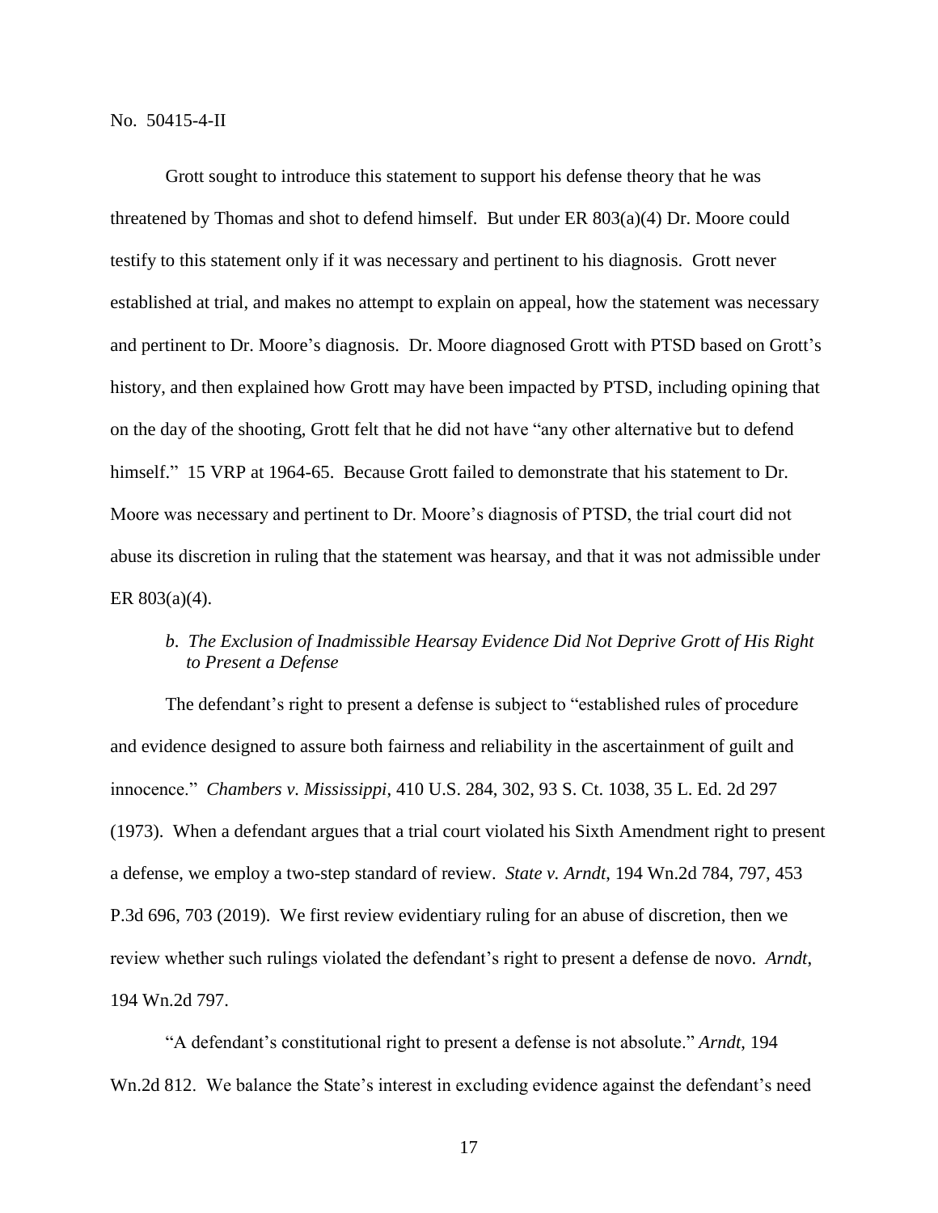Grott sought to introduce this statement to support his defense theory that he was threatened by Thomas and shot to defend himself. But under ER 803(a)(4) Dr. Moore could testify to this statement only if it was necessary and pertinent to his diagnosis. Grott never established at trial, and makes no attempt to explain on appeal, how the statement was necessary and pertinent to Dr. Moore's diagnosis. Dr. Moore diagnosed Grott with PTSD based on Grott's history, and then explained how Grott may have been impacted by PTSD, including opining that on the day of the shooting, Grott felt that he did not have "any other alternative but to defend himself." 15 VRP at 1964-65. Because Grott failed to demonstrate that his statement to Dr. Moore was necessary and pertinent to Dr. Moore's diagnosis of PTSD, the trial court did not abuse its discretion in ruling that the statement was hearsay, and that it was not admissible under ER 803(a)(4).

*b. The Exclusion of Inadmissible Hearsay Evidence Did Not Deprive Grott of His Right to Present a Defense*

The defendant's right to present a defense is subject to "established rules of procedure and evidence designed to assure both fairness and reliability in the ascertainment of guilt and innocence." *Chambers v. Mississippi*, 410 U.S. 284, 302, 93 S. Ct. 1038, 35 L. Ed. 2d 297 (1973). When a defendant argues that a trial court violated his Sixth Amendment right to present a defense, we employ a two-step standard of review. *State v. Arndt*, 194 Wn.2d 784, 797, 453 P.3d 696, 703 (2019). We first review evidentiary ruling for an abuse of discretion, then we review whether such rulings violated the defendant's right to present a defense de novo. *Arndt*, 194 Wn.2d 797.

"A defendant's constitutional right to present a defense is not absolute." *Arndt*, 194 Wn.2d 812. We balance the State's interest in excluding evidence against the defendant's need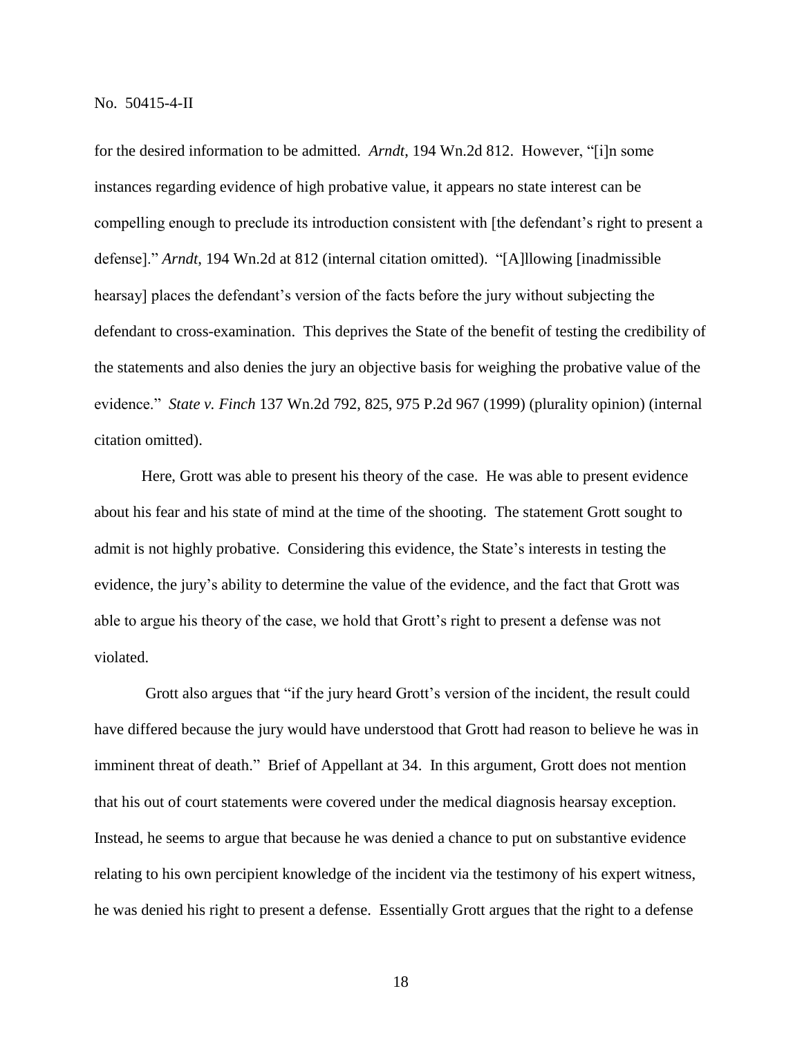for the desired information to be admitted. *Arndt*, 194 Wn.2d 812. However, "[i]n some instances regarding evidence of high probative value, it appears no state interest can be compelling enough to preclude its introduction consistent with [the defendant's right to present a defense]." *Arndt*, 194 Wn.2d at 812 (internal citation omitted). "[A]llowing [inadmissible hearsay] places the defendant's version of the facts before the jury without subjecting the defendant to cross-examination. This deprives the State of the benefit of testing the credibility of the statements and also denies the jury an objective basis for weighing the probative value of the evidence." *State v. Finch* 137 Wn.2d 792, 825, 975 P.2d 967 (1999) (plurality opinion) (internal citation omitted).

Here, Grott was able to present his theory of the case. He was able to present evidence about his fear and his state of mind at the time of the shooting. The statement Grott sought to admit is not highly probative. Considering this evidence, the State's interests in testing the evidence, the jury's ability to determine the value of the evidence, and the fact that Grott was able to argue his theory of the case, we hold that Grott's right to present a defense was not violated.

Grott also argues that "if the jury heard Grott's version of the incident, the result could have differed because the jury would have understood that Grott had reason to believe he was in imminent threat of death." Brief of Appellant at 34. In this argument, Grott does not mention that his out of court statements were covered under the medical diagnosis hearsay exception. Instead, he seems to argue that because he was denied a chance to put on substantive evidence relating to his own percipient knowledge of the incident via the testimony of his expert witness, he was denied his right to present a defense. Essentially Grott argues that the right to a defense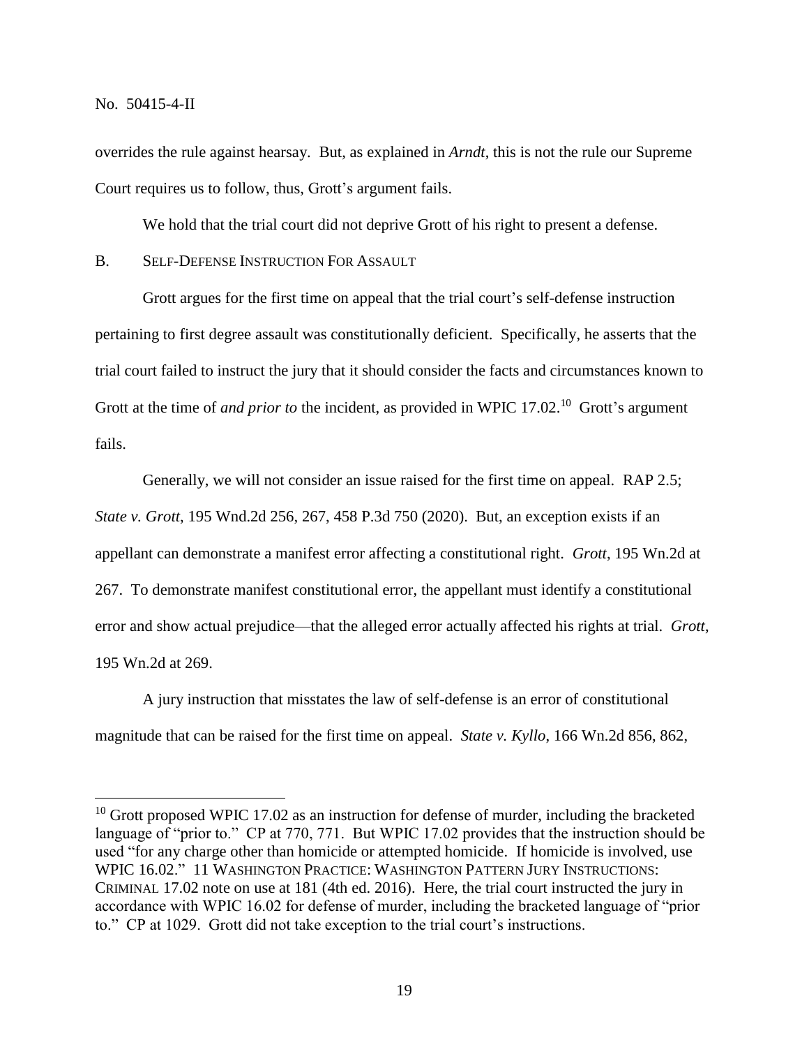overrides the rule against hearsay. But, as explained in *Arndt*, this is not the rule our Supreme Court requires us to follow, thus, Grott's argument fails.

We hold that the trial court did not deprive Grott of his right to present a defense.

B. SELF-DEFENSE INSTRUCTION FOR ASSAULT

Grott argues for the first time on appeal that the trial court's self-defense instruction pertaining to first degree assault was constitutionally deficient. Specifically, he asserts that the trial court failed to instruct the jury that it should consider the facts and circumstances known to Grott at the time of *and prior to* the incident, as provided in WPIC 17.02.[10] Grott's argument fails.

Generally, we will not consider an issue raised for the first time on appeal. RAP 2.5; *State v. Grott*, 195 Wnd.2d 256, 267, 458 P.3d 750 (2020). But, an exception exists if an appellant can demonstrate a manifest error affecting a constitutional right. *Grott*, 195 Wn.2d at 267. To demonstrate manifest constitutional error, the appellant must identify a constitutional error and show actual prejudice—that the alleged error actually affected his rights at trial. *Grott*, 195 Wn.2d at 269.

A jury instruction that misstates the law of self-defense is an error of constitutional magnitude that can be raised for the first time on appeal. *State v. Kyllo*, 166 Wn.2d 856, 862,

---

[10] Grott proposed WPIC 17.02 as an instruction for defense of murder, including the bracketed language of "prior to." CP at 770, 771. But WPIC 17.02 provides that the instruction should be used "for any charge other than homicide or attempted homicide. If homicide is involved, use WPIC 16.02." 11 WASHINGTON PRACTICE: WASHINGTON PATTERN JURY INSTRUCTIONS: CRIMINAL 17.02 note on use at 181 (4th ed. 2016). Here, the trial court instructed the jury in accordance with WPIC 16.02 for defense of murder, including the bracketed language of "prior to." CP at 1029. Grott did not take exception to the trial court's instructions.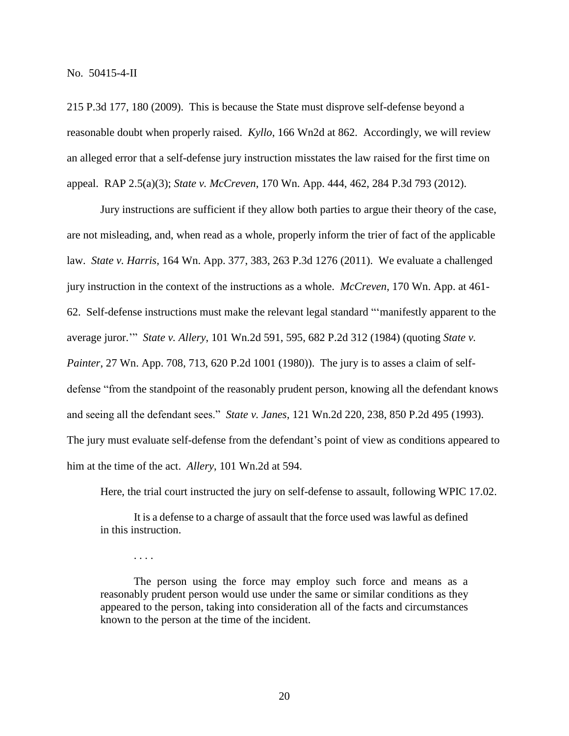215 P.3d 177, 180 (2009). This is because the State must disprove self-defense beyond a reasonable doubt when properly raised. *Kyllo*, 166 Wn2d at 862. Accordingly, we will review an alleged error that a self-defense jury instruction misstates the law raised for the first time on appeal. RAP 2.5(a)(3); *State v. McCreven*, 170 Wn. App. 444, 462, 284 P.3d 793 (2012).

Jury instructions are sufficient if they allow both parties to argue their theory of the case, are not misleading, and, when read as a whole, properly inform the trier of fact of the applicable law. *State v. Harris*, 164 Wn. App. 377, 383, 263 P.3d 1276 (2011). We evaluate a challenged jury instruction in the context of the instructions as a whole. *McCreven*, 170 Wn. App. at 461-62. Self-defense instructions must make the relevant legal standard "'manifestly apparent to the average juror.'" *State v. Allery*, 101 Wn.2d 591, 595, 682 P.2d 312 (1984) (quoting *State v. Painter*, 27 Wn. App. 708, 713, 620 P.2d 1001 (1980)). The jury is to asses a claim of self-defense "from the standpoint of the reasonably prudent person, knowing all the defendant knows and seeing all the defendant sees." *State v. Janes*, 121 Wn.2d 220, 238, 850 P.2d 495 (1993). The jury must evaluate self-defense from the defendant's point of view as conditions appeared to him at the time of the act. *Allery*, 101 Wn.2d at 594.

Here, the trial court instructed the jury on self-defense to assault, following WPIC 17.02.

> It is a defense to a charge of assault that the force used was lawful as defined in this instruction.
>
> . . . .
>
> The person using the force may employ such force and means as a reasonably prudent person would use under the same or similar conditions as they appeared to the person, taking into consideration all of the facts and circumstances known to the person at the time of the incident.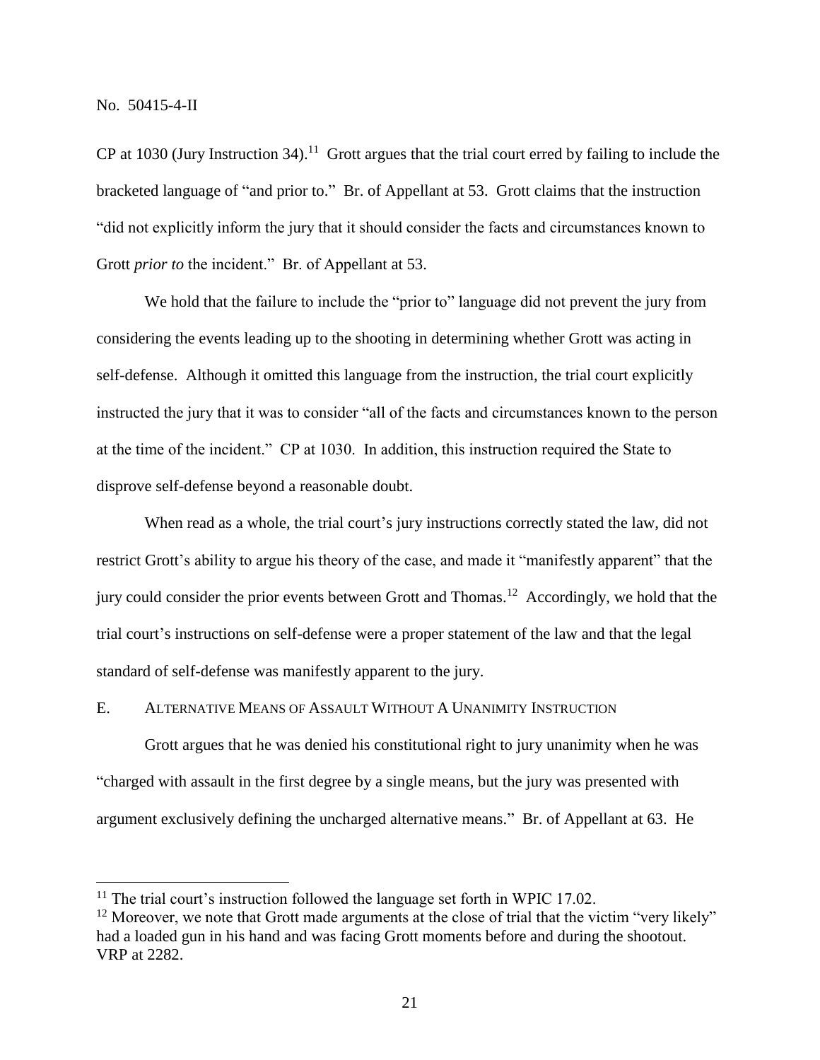CP at 1030 (Jury Instruction 34).[11] Grott argues that the trial court erred by failing to include the bracketed language of "and prior to." Br. of Appellant at 53. Grott claims that the instruction "did not explicitly inform the jury that it should consider the facts and circumstances known to Grott *prior to* the incident." Br. of Appellant at 53.

We hold that the failure to include the "prior to" language did not prevent the jury from considering the events leading up to the shooting in determining whether Grott was acting in self-defense. Although it omitted this language from the instruction, the trial court explicitly instructed the jury that it was to consider "all of the facts and circumstances known to the person at the time of the incident." CP at 1030. In addition, this instruction required the State to disprove self-defense beyond a reasonable doubt.

When read as a whole, the trial court's jury instructions correctly stated the law, did not restrict Grott's ability to argue his theory of the case, and made it "manifestly apparent" that the jury could consider the prior events between Grott and Thomas.[12] Accordingly, we hold that the trial court's instructions on self-defense were a proper statement of the law and that the legal standard of self-defense was manifestly apparent to the jury.

### E. Alternative Means of Assault Without A Unanimity Instruction

Grott argues that he was denied his constitutional right to jury unanimity when he was "charged with assault in the first degree by a single means, but the jury was presented with argument exclusively defining the uncharged alternative means." Br. of Appellant at 63. He

---

[11] The trial court's instruction followed the language set forth in WPIC 17.02.

[12] Moreover, we note that Grott made arguments at the close of trial that the victim "very likely" had a loaded gun in his hand and was facing Grott moments before and during the shootout. VRP at 2282.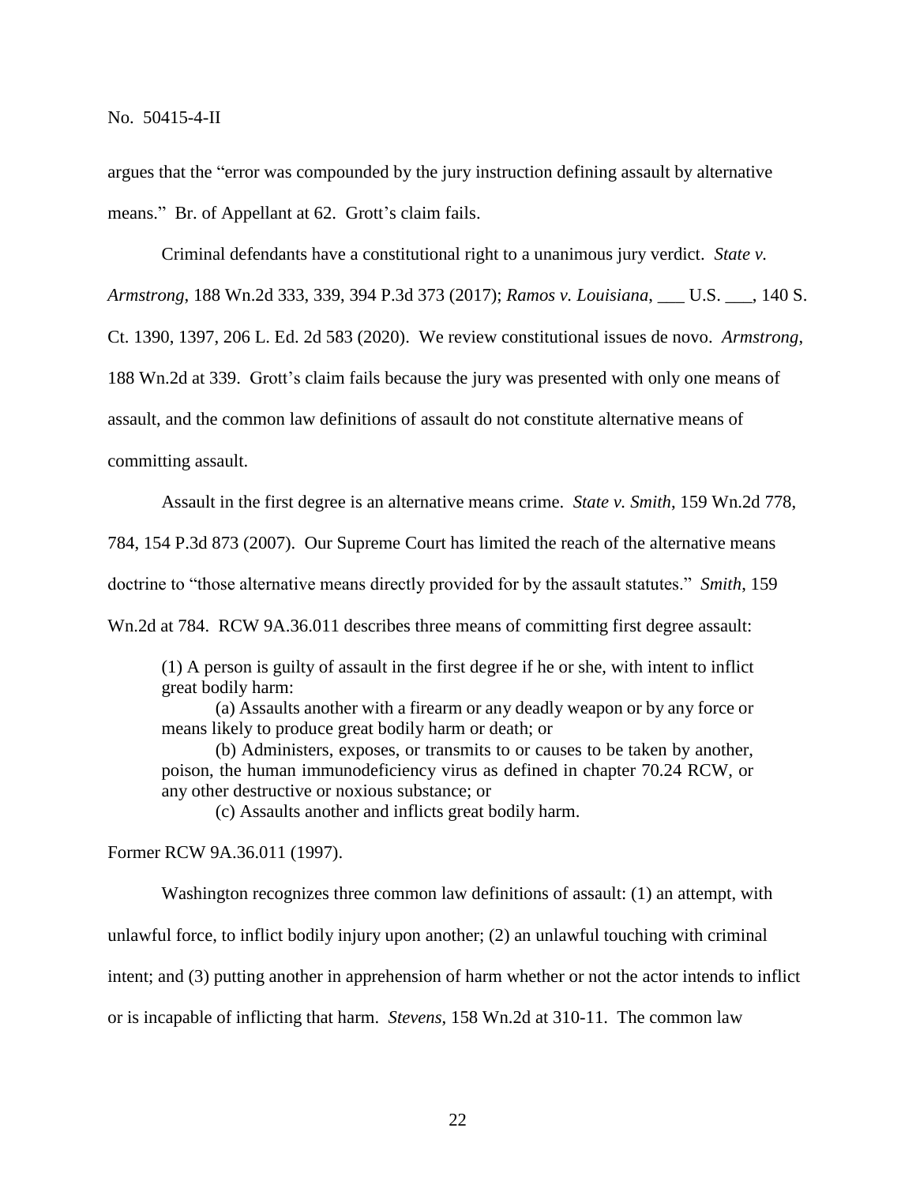argues that the "error was compounded by the jury instruction defining assault by alternative means." Br. of Appellant at 62. Grott's claim fails.

Criminal defendants have a constitutional right to a unanimous jury verdict. *State v. Armstrong*, 188 Wn.2d 333, 339, 394 P.3d 373 (2017); *Ramos v. Louisiana*, ___ U.S. ___, 140 S. Ct. 1390, 1397, 206 L. Ed. 2d 583 (2020). We review constitutional issues de novo. *Armstrong*, 188 Wn.2d at 339. Grott's claim fails because the jury was presented with only one means of assault, and the common law definitions of assault do not constitute alternative means of committing assault.

Assault in the first degree is an alternative means crime. *State v. Smith*, 159 Wn.2d 778, 784, 154 P.3d 873 (2007). Our Supreme Court has limited the reach of the alternative means doctrine to "those alternative means directly provided for by the assault statutes." *Smith*, 159 Wn.2d at 784. RCW 9A.36.011 describes three means of committing first degree assault:

> (1) A person is guilty of assault in the first degree if he or she, with intent to inflict great bodily harm:
>
> (a) Assaults another with a firearm or any deadly weapon or by any force or means likely to produce great bodily harm or death; or
>
> (b) Administers, exposes, or transmits to or causes to be taken by another, poison, the human immunodeficiency virus as defined in chapter 70.24 RCW, or any other destructive or noxious substance; or
>
> (c) Assaults another and inflicts great bodily harm.

Former RCW 9A.36.011 (1997).

Washington recognizes three common law definitions of assault: (1) an attempt, with unlawful force, to inflict bodily injury upon another; (2) an unlawful touching with criminal intent; and (3) putting another in apprehension of harm whether or not the actor intends to inflict or is incapable of inflicting that harm. *Stevens*, 158 Wn.2d at 310-11. The common law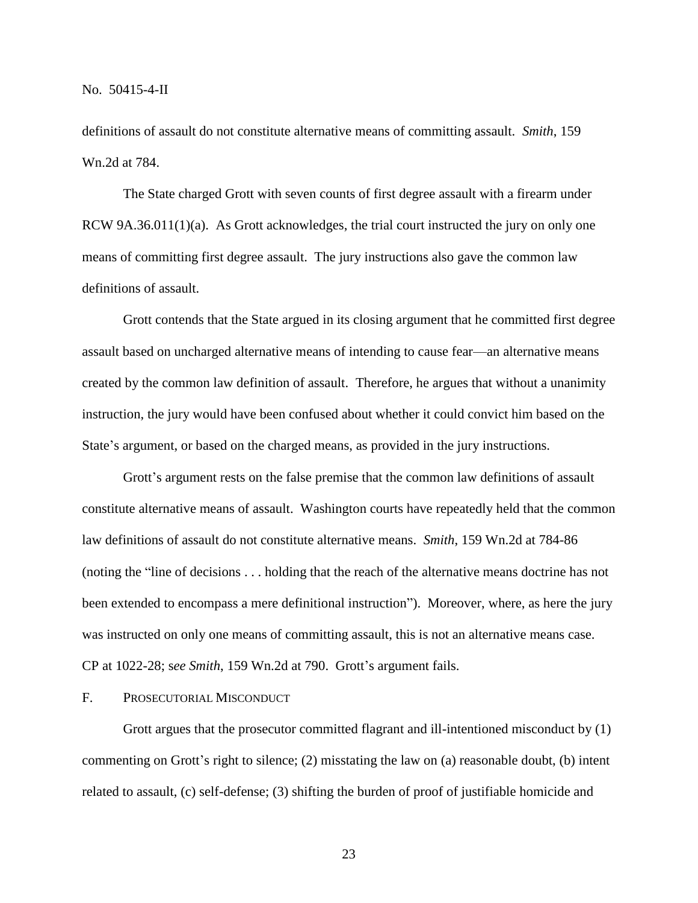definitions of assault do not constitute alternative means of committing assault. *Smith*, 159 Wn.2d at 784.

The State charged Grott with seven counts of first degree assault with a firearm under RCW 9A.36.011(1)(a). As Grott acknowledges, the trial court instructed the jury on only one means of committing first degree assault. The jury instructions also gave the common law definitions of assault.

Grott contends that the State argued in its closing argument that he committed first degree assault based on uncharged alternative means of intending to cause fear—an alternative means created by the common law definition of assault. Therefore, he argues that without a unanimity instruction, the jury would have been confused about whether it could convict him based on the State's argument, or based on the charged means, as provided in the jury instructions.

Grott's argument rests on the false premise that the common law definitions of assault constitute alternative means of assault. Washington courts have repeatedly held that the common law definitions of assault do not constitute alternative means. *Smith*, 159 Wn.2d at 784-86 (noting the "line of decisions . . . holding that the reach of the alternative means doctrine has not been extended to encompass a mere definitional instruction"). Moreover, where, as here the jury was instructed on only one means of committing assault, this is not an alternative means case. CP at 1022-28; s*ee Smith*, 159 Wn.2d at 790. Grott's argument fails.

## F. PROSECUTORIAL MISCONDUCT

Grott argues that the prosecutor committed flagrant and ill-intentioned misconduct by (1) commenting on Grott's right to silence; (2) misstating the law on (a) reasonable doubt, (b) intent related to assault, (c) self-defense; (3) shifting the burden of proof of justifiable homicide and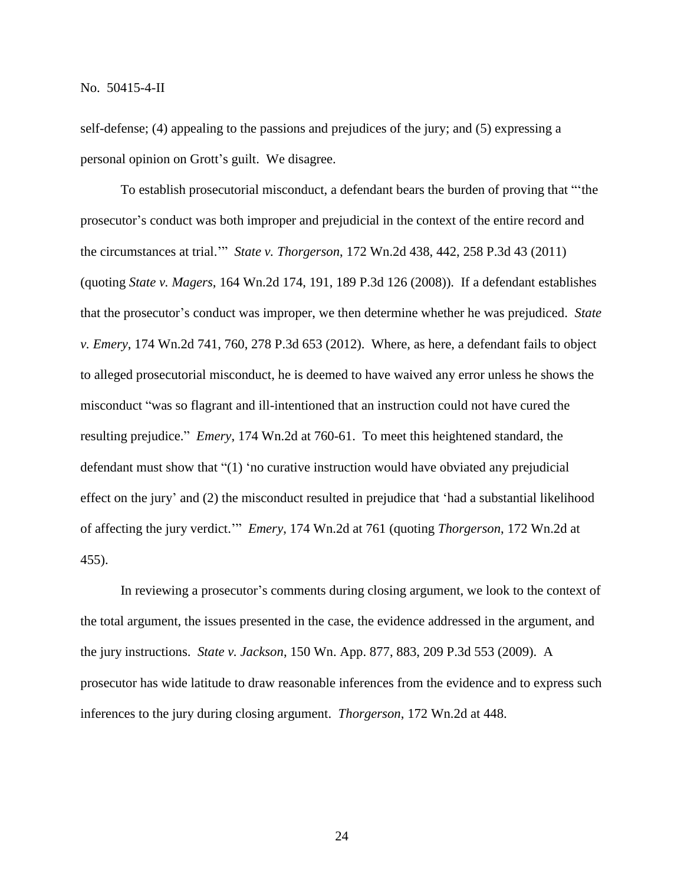self-defense; (4) appealing to the passions and prejudices of the jury; and (5) expressing a personal opinion on Grott's guilt. We disagree.

To establish prosecutorial misconduct, a defendant bears the burden of proving that "'the prosecutor's conduct was both improper and prejudicial in the context of the entire record and the circumstances at trial.'" *State v. Thorgerson*, 172 Wn.2d 438, 442, 258 P.3d 43 (2011) (quoting *State v. Magers*, 164 Wn.2d 174, 191, 189 P.3d 126 (2008)). If a defendant establishes that the prosecutor's conduct was improper, we then determine whether he was prejudiced. *State v. Emery*, 174 Wn.2d 741, 760, 278 P.3d 653 (2012). Where, as here, a defendant fails to object to alleged prosecutorial misconduct, he is deemed to have waived any error unless he shows the misconduct "was so flagrant and ill-intentioned that an instruction could not have cured the resulting prejudice." *Emery*, 174 Wn.2d at 760-61. To meet this heightened standard, the defendant must show that "(1) 'no curative instruction would have obviated any prejudicial effect on the jury' and (2) the misconduct resulted in prejudice that 'had a substantial likelihood of affecting the jury verdict.'" *Emery*, 174 Wn.2d at 761 (quoting *Thorgerson*, 172 Wn.2d at 455).

In reviewing a prosecutor's comments during closing argument, we look to the context of the total argument, the issues presented in the case, the evidence addressed in the argument, and the jury instructions. *State v. Jackson*, 150 Wn. App. 877, 883, 209 P.3d 553 (2009). A prosecutor has wide latitude to draw reasonable inferences from the evidence and to express such inferences to the jury during closing argument. *Thorgerson*, 172 Wn.2d at 448.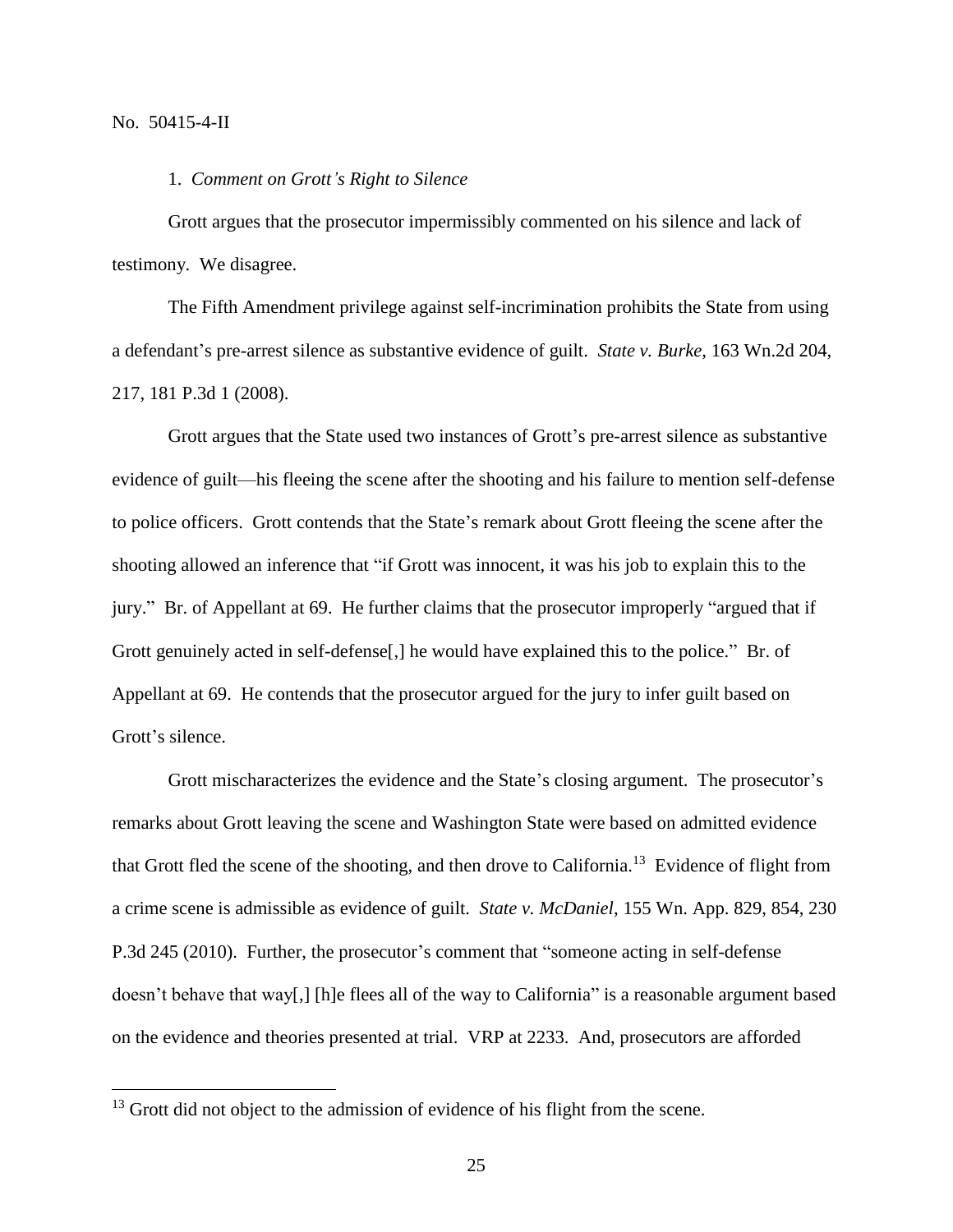1. *Comment on Grott's Right to Silence*

Grott argues that the prosecutor impermissibly commented on his silence and lack of testimony. We disagree.

The Fifth Amendment privilege against self-incrimination prohibits the State from using a defendant's pre-arrest silence as substantive evidence of guilt. *State v. Burke*, 163 Wn.2d 204, 217, 181 P.3d 1 (2008).

Grott argues that the State used two instances of Grott's pre-arrest silence as substantive evidence of guilt—his fleeing the scene after the shooting and his failure to mention self-defense to police officers. Grott contends that the State's remark about Grott fleeing the scene after the shooting allowed an inference that "if Grott was innocent, it was his job to explain this to the jury." Br. of Appellant at 69. He further claims that the prosecutor improperly "argued that if Grott genuinely acted in self-defense[,] he would have explained this to the police." Br. of Appellant at 69. He contends that the prosecutor argued for the jury to infer guilt based on Grott's silence.

Grott mischaracterizes the evidence and the State's closing argument. The prosecutor's remarks about Grott leaving the scene and Washington State were based on admitted evidence that Grott fled the scene of the shooting, and then drove to California.[13] Evidence of flight from a crime scene is admissible as evidence of guilt. *State v. McDaniel*, 155 Wn. App. 829, 854, 230 P.3d 245 (2010). Further, the prosecutor's comment that "someone acting in self-defense doesn't behave that way[,] [h]e flees all of the way to California" is a reasonable argument based on the evidence and theories presented at trial. VRP at 2233. And, prosecutors are afforded

[13] Grott did not object to the admission of evidence of his flight from the scene.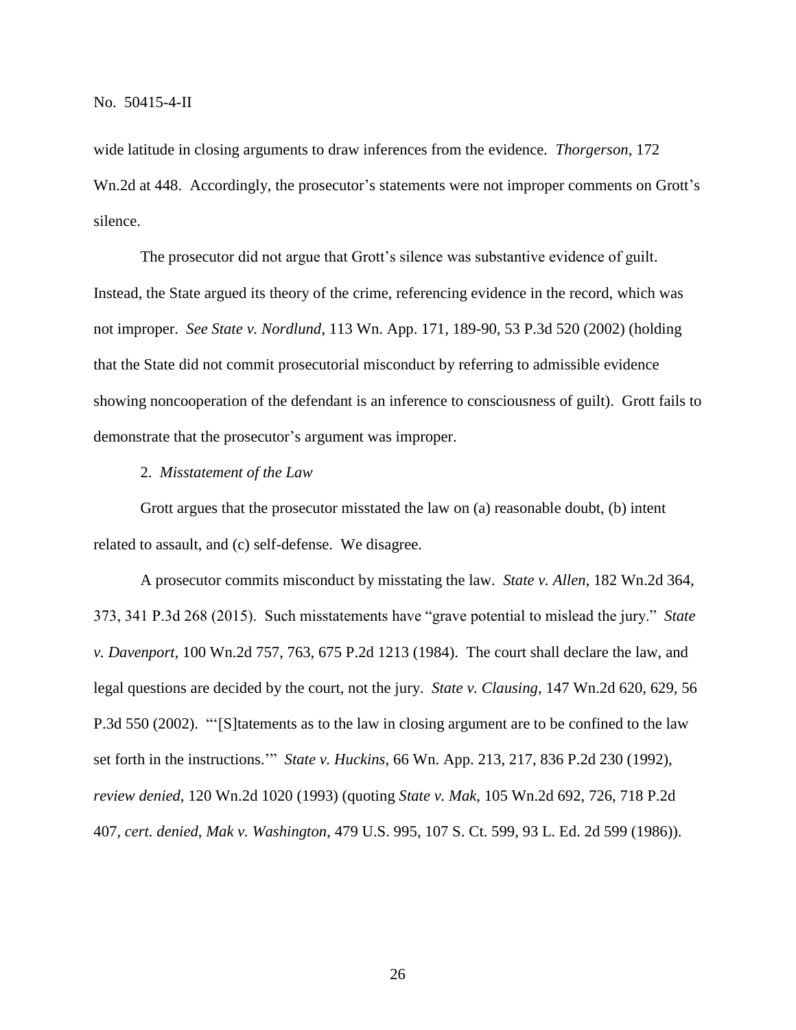wide latitude in closing arguments to draw inferences from the evidence. *Thorgerson*, 172 Wn.2d at 448. Accordingly, the prosecutor's statements were not improper comments on Grott's silence.

The prosecutor did not argue that Grott's silence was substantive evidence of guilt. Instead, the State argued its theory of the crime, referencing evidence in the record, which was not improper. *See State v. Nordlund*, 113 Wn. App. 171, 189-90, 53 P.3d 520 (2002) (holding that the State did not commit prosecutorial misconduct by referring to admissible evidence showing noncooperation of the defendant is an inference to consciousness of guilt). Grott fails to demonstrate that the prosecutor's argument was improper.

2. *Misstatement of the Law*

Grott argues that the prosecutor misstated the law on (a) reasonable doubt, (b) intent related to assault, and (c) self-defense. We disagree.

A prosecutor commits misconduct by misstating the law. *State v. Allen*, 182 Wn.2d 364, 373, 341 P.3d 268 (2015). Such misstatements have "grave potential to mislead the jury." *State v. Davenport*, 100 Wn.2d 757, 763, 675 P.2d 1213 (1984). The court shall declare the law, and legal questions are decided by the court, not the jury. *State v. Clausing*, 147 Wn.2d 620, 629, 56 P.3d 550 (2002). "'[S]tatements as to the law in closing argument are to be confined to the law set forth in the instructions.'" *State v. Huckins*, 66 Wn. App. 213, 217, 836 P.2d 230 (1992), *review denied*, 120 Wn.2d 1020 (1993) (quoting *State v. Mak*, 105 Wn.2d 692, 726, 718 P.2d 407, *cert. denied*, *Mak v. Washington*, 479 U.S. 995, 107 S. Ct. 599, 93 L. Ed. 2d 599 (1986)).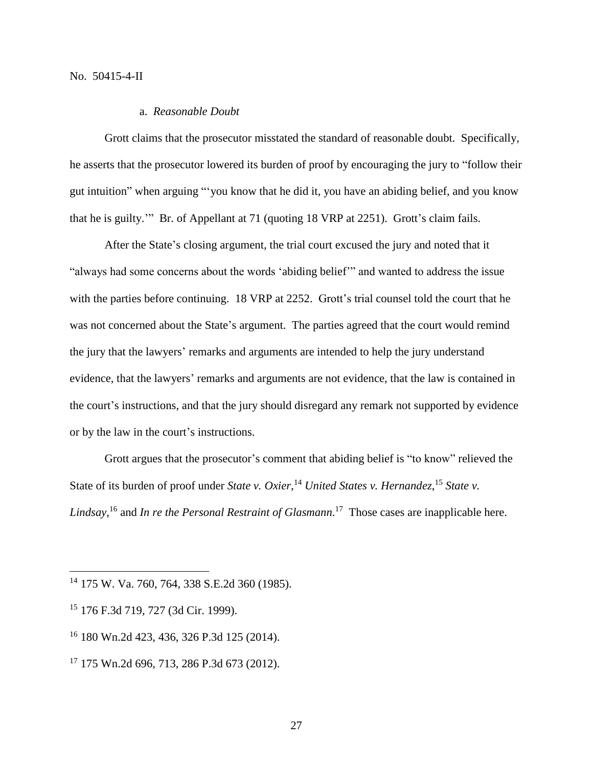a. *Reasonable Doubt*

Grott claims that the prosecutor misstated the standard of reasonable doubt. Specifically, he asserts that the prosecutor lowered its burden of proof by encouraging the jury to "follow their gut intuition" when arguing "'you know that he did it, you have an abiding belief, and you know that he is guilty.'" Br. of Appellant at 71 (quoting 18 VRP at 2251). Grott's claim fails.

After the State's closing argument, the trial court excused the jury and noted that it "always had some concerns about the words 'abiding belief'" and wanted to address the issue with the parties before continuing. 18 VRP at 2252. Grott's trial counsel told the court that he was not concerned about the State's argument. The parties agreed that the court would remind the jury that the lawyers' remarks and arguments are intended to help the jury understand evidence, that the lawyers' remarks and arguments are not evidence, that the law is contained in the court's instructions, and that the jury should disregard any remark not supported by evidence or by the law in the court's instructions.

Grott argues that the prosecutor's comment that abiding belief is "to know" relieved the State of its burden of proof under *State v. Oxier*,[14] *United States v. Hernandez,*[15] *State v. Lindsay*,[16] and *In re the Personal Restraint of Glasmann*.[17] Those cases are inapplicable here.

---

[14] 175 W. Va. 760, 764, 338 S.E.2d 360 (1985).

[15] 176 F.3d 719, 727 (3d Cir. 1999).

[16] 180 Wn.2d 423, 436, 326 P.3d 125 (2014).

[17] 175 Wn.2d 696, 713, 286 P.3d 673 (2012).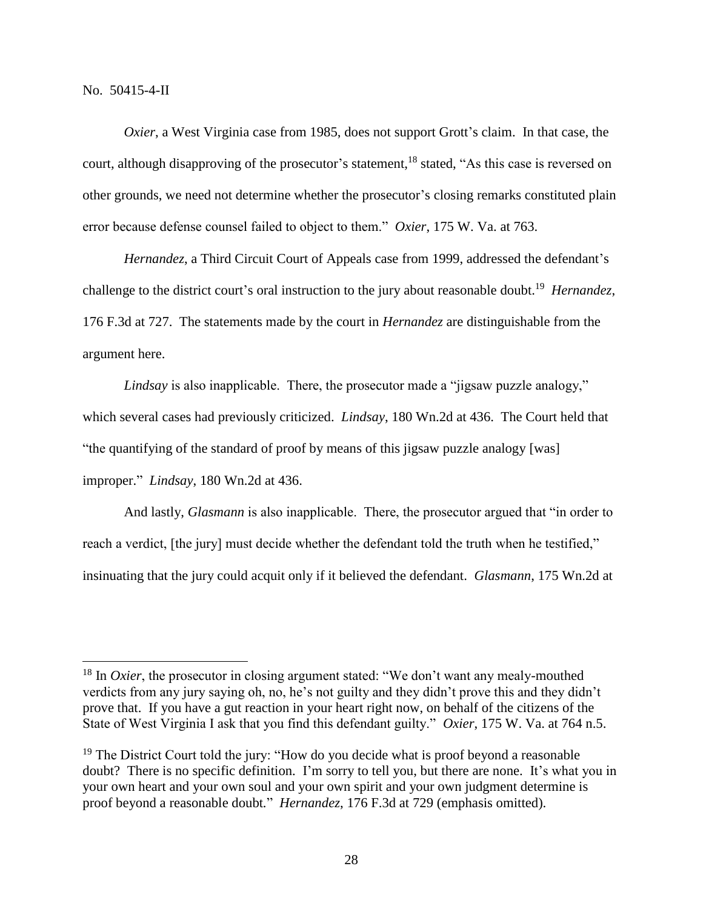*Oxier*, a West Virginia case from 1985, does not support Grott's claim. In that case, the court, although disapproving of the prosecutor's statement,[18] stated, "As this case is reversed on other grounds, we need not determine whether the prosecutor's closing remarks constituted plain error because defense counsel failed to object to them." *Oxier*, 175 W. Va. at 763.

*Hernandez*, a Third Circuit Court of Appeals case from 1999, addressed the defendant's challenge to the district court's oral instruction to the jury about reasonable doubt.[19] *Hernandez*, 176 F.3d at 727. The statements made by the court in *Hernandez* are distinguishable from the argument here.

*Lindsay* is also inapplicable. There, the prosecutor made a "jigsaw puzzle analogy," which several cases had previously criticized. *Lindsay*, 180 Wn.2d at 436. The Court held that "the quantifying of the standard of proof by means of this jigsaw puzzle analogy [was] improper." *Lindsay*, 180 Wn.2d at 436.

And lastly, *Glasmann* is also inapplicable. There, the prosecutor argued that "in order to reach a verdict, [the jury] must decide whether the defendant told the truth when he testified," insinuating that the jury could acquit only if it believed the defendant. *Glasmann*, 175 Wn.2d at

---

[18] In *Oxier*, the prosecutor in closing argument stated: "We don't want any mealy-mouthed verdicts from any jury saying oh, no, he's not guilty and they didn't prove this and they didn't prove that. If you have a gut reaction in your heart right now, on behalf of the citizens of the State of West Virginia I ask that you find this defendant guilty." *Oxier*, 175 W. Va. at 764 n.5.

[19] The District Court told the jury: "How do you decide what is proof beyond a reasonable doubt? There is no specific definition. I'm sorry to tell you, but there are none. It's what you in your own heart and your own soul and your own spirit and your own judgment determine is proof beyond a reasonable doubt." *Hernandez*, 176 F.3d at 729 (emphasis omitted).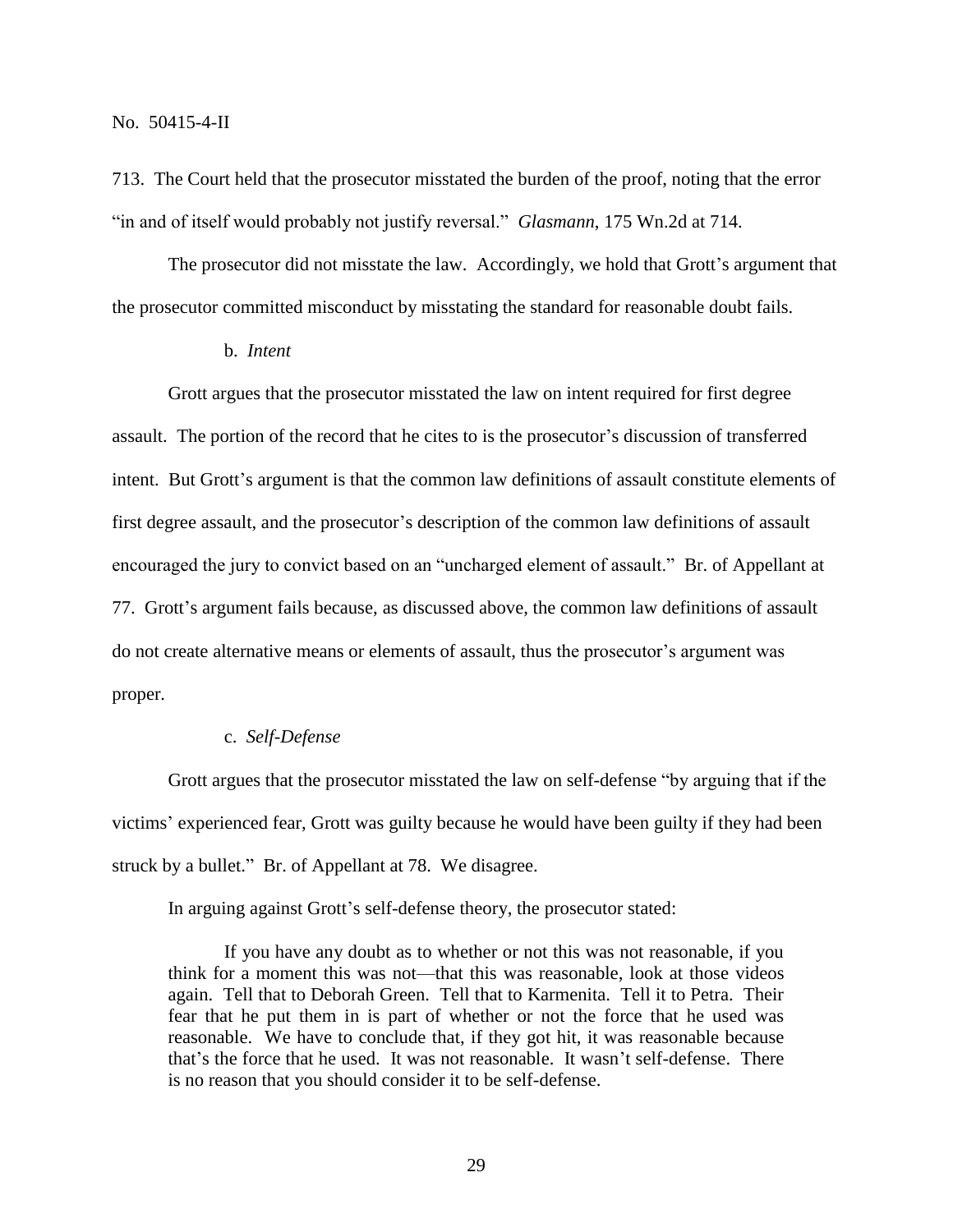713. The Court held that the prosecutor misstated the burden of the proof, noting that the error "in and of itself would probably not justify reversal." *Glasmann*, 175 Wn.2d at 714.

The prosecutor did not misstate the law. Accordingly, we hold that Grott's argument that the prosecutor committed misconduct by misstating the standard for reasonable doubt fails.

b. *Intent*

Grott argues that the prosecutor misstated the law on intent required for first degree assault. The portion of the record that he cites to is the prosecutor's discussion of transferred intent. But Grott's argument is that the common law definitions of assault constitute elements of first degree assault, and the prosecutor's description of the common law definitions of assault encouraged the jury to convict based on an "uncharged element of assault." Br. of Appellant at 77. Grott's argument fails because, as discussed above, the common law definitions of assault do not create alternative means or elements of assault, thus the prosecutor's argument was proper.

c. *Self-Defense*

Grott argues that the prosecutor misstated the law on self-defense "by arguing that if the victims' experienced fear, Grott was guilty because he would have been guilty if they had been struck by a bullet." Br. of Appellant at 78. We disagree.

In arguing against Grott's self-defense theory, the prosecutor stated:

> If you have any doubt as to whether or not this was not reasonable, if you think for a moment this was not—that this was reasonable, look at those videos again. Tell that to Deborah Green. Tell that to Karmenita. Tell it to Petra. Their fear that he put them in is part of whether or not the force that he used was reasonable. We have to conclude that, if they got hit, it was reasonable because that's the force that he used. It was not reasonable. It wasn't self-defense. There is no reason that you should consider it to be self-defense.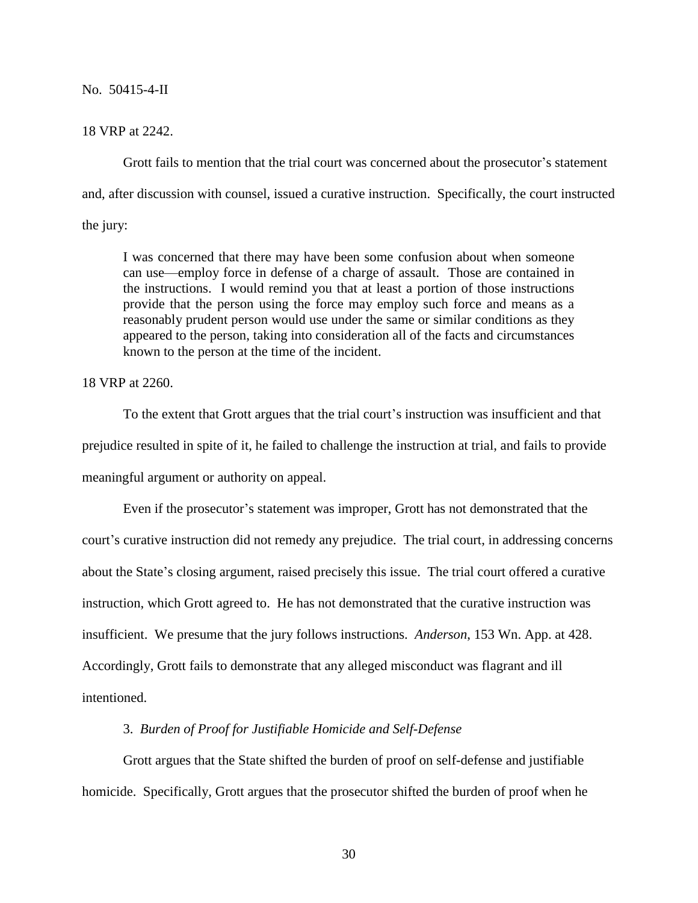18 VRP at 2242.

Grott fails to mention that the trial court was concerned about the prosecutor's statement and, after discussion with counsel, issued a curative instruction. Specifically, the court instructed the jury:

> I was concerned that there may have been some confusion about when someone can use—employ force in defense of a charge of assault. Those are contained in the instructions. I would remind you that at least a portion of those instructions provide that the person using the force may employ such force and means as a reasonably prudent person would use under the same or similar conditions as they appeared to the person, taking into consideration all of the facts and circumstances known to the person at the time of the incident.

18 VRP at 2260.

To the extent that Grott argues that the trial court's instruction was insufficient and that prejudice resulted in spite of it, he failed to challenge the instruction at trial, and fails to provide meaningful argument or authority on appeal.

Even if the prosecutor's statement was improper, Grott has not demonstrated that the court's curative instruction did not remedy any prejudice. The trial court, in addressing concerns about the State's closing argument, raised precisely this issue. The trial court offered a curative instruction, which Grott agreed to. He has not demonstrated that the curative instruction was insufficient. We presume that the jury follows instructions. *Anderson*, 153 Wn. App. at 428. Accordingly, Grott fails to demonstrate that any alleged misconduct was flagrant and ill intentioned.

3. *Burden of Proof for Justifiable Homicide and Self-Defense*

Grott argues that the State shifted the burden of proof on self-defense and justifiable homicide. Specifically, Grott argues that the prosecutor shifted the burden of proof when he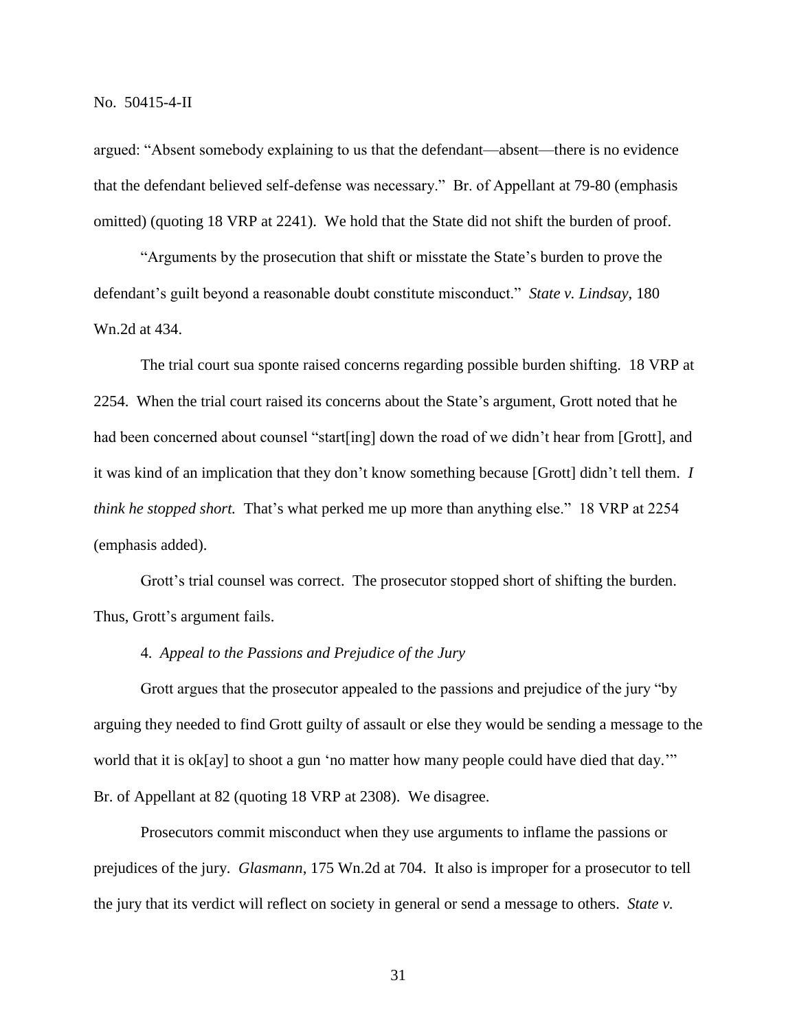argued: "Absent somebody explaining to us that the defendant—absent—there is no evidence that the defendant believed self-defense was necessary." Br. of Appellant at 79-80 (emphasis omitted) (quoting 18 VRP at 2241). We hold that the State did not shift the burden of proof.

"Arguments by the prosecution that shift or misstate the State's burden to prove the defendant's guilt beyond a reasonable doubt constitute misconduct." *State v. Lindsay*, 180 Wn.2d at 434.

The trial court sua sponte raised concerns regarding possible burden shifting. 18 VRP at 2254. When the trial court raised its concerns about the State's argument, Grott noted that he had been concerned about counsel "start[ing] down the road of we didn't hear from [Grott], and it was kind of an implication that they don't know something because [Grott] didn't tell them. *I think he stopped short.* That's what perked me up more than anything else." 18 VRP at 2254 (emphasis added).

Grott's trial counsel was correct. The prosecutor stopped short of shifting the burden. Thus, Grott's argument fails.

4. *Appeal to the Passions and Prejudice of the Jury*

Grott argues that the prosecutor appealed to the passions and prejudice of the jury "by arguing they needed to find Grott guilty of assault or else they would be sending a message to the world that it is ok[ay] to shoot a gun 'no matter how many people could have died that day.'" Br. of Appellant at 82 (quoting 18 VRP at 2308). We disagree.

Prosecutors commit misconduct when they use arguments to inflame the passions or prejudices of the jury. *Glasmann*, 175 Wn.2d at 704. It also is improper for a prosecutor to tell the jury that its verdict will reflect on society in general or send a message to others. *State v.*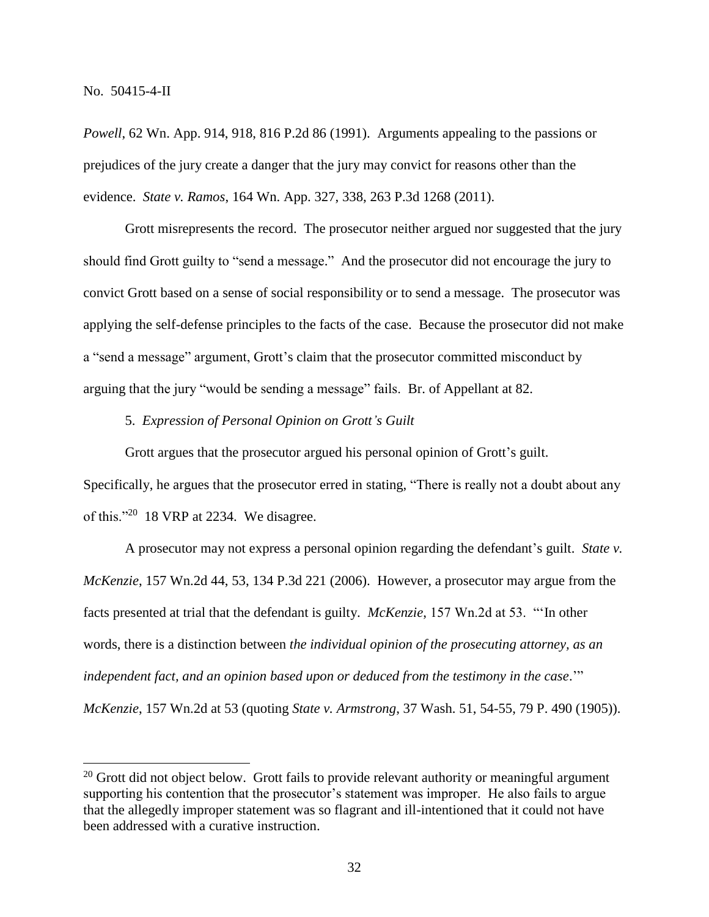*Powell*, 62 Wn. App. 914, 918, 816 P.2d 86 (1991). Arguments appealing to the passions or prejudices of the jury create a danger that the jury may convict for reasons other than the evidence. *State v. Ramos*, 164 Wn. App. 327, 338, 263 P.3d 1268 (2011).

Grott misrepresents the record. The prosecutor neither argued nor suggested that the jury should find Grott guilty to "send a message." And the prosecutor did not encourage the jury to convict Grott based on a sense of social responsibility or to send a message. The prosecutor was applying the self-defense principles to the facts of the case. Because the prosecutor did not make a "send a message" argument, Grott's claim that the prosecutor committed misconduct by arguing that the jury "would be sending a message" fails. Br. of Appellant at 82.

5. *Expression of Personal Opinion on Grott's Guilt*

Grott argues that the prosecutor argued his personal opinion of Grott's guilt. Specifically, he argues that the prosecutor erred in stating, "There is really not a doubt about any of this."[20] 18 VRP at 2234. We disagree.

A prosecutor may not express a personal opinion regarding the defendant's guilt. *State v. McKenzie*, 157 Wn.2d 44, 53, 134 P.3d 221 (2006). However, a prosecutor may argue from the facts presented at trial that the defendant is guilty. *McKenzie*, 157 Wn.2d at 53. "'In other words, there is a distinction between *the individual opinion of the prosecuting attorney, as an independent fact, and an opinion based upon or deduced from the testimony in the case*.'" *McKenzie*, 157 Wn.2d at 53 (quoting *State v. Armstrong*, 37 Wash. 51, 54-55, 79 P. 490 (1905)).

---

[20] Grott did not object below. Grott fails to provide relevant authority or meaningful argument supporting his contention that the prosecutor's statement was improper. He also fails to argue that the allegedly improper statement was so flagrant and ill-intentioned that it could not have been addressed with a curative instruction.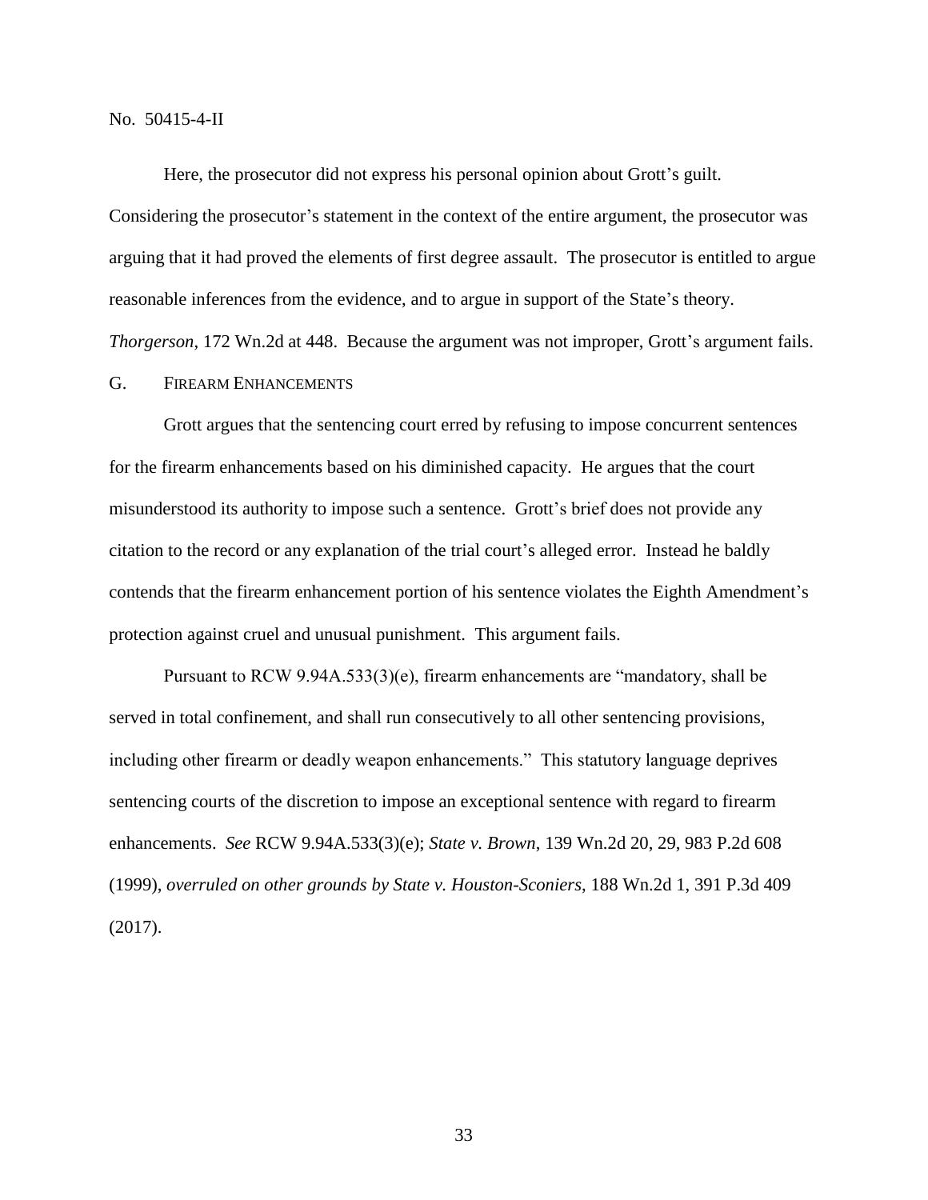Here, the prosecutor did not express his personal opinion about Grott's guilt. Considering the prosecutor's statement in the context of the entire argument, the prosecutor was arguing that it had proved the elements of first degree assault. The prosecutor is entitled to argue reasonable inferences from the evidence, and to argue in support of the State's theory. *Thorgerson*, 172 Wn.2d at 448. Because the argument was not improper, Grott's argument fails.

### G. Firearm Enhancements

Grott argues that the sentencing court erred by refusing to impose concurrent sentences for the firearm enhancements based on his diminished capacity. He argues that the court misunderstood its authority to impose such a sentence. Grott's brief does not provide any citation to the record or any explanation of the trial court's alleged error. Instead he baldly contends that the firearm enhancement portion of his sentence violates the Eighth Amendment's protection against cruel and unusual punishment. This argument fails.

Pursuant to RCW 9.94A.533(3)(e), firearm enhancements are "mandatory, shall be served in total confinement, and shall run consecutively to all other sentencing provisions, including other firearm or deadly weapon enhancements." This statutory language deprives sentencing courts of the discretion to impose an exceptional sentence with regard to firearm enhancements. *See* RCW 9.94A.533(3)(e); *State v. Brown*, 139 Wn.2d 20, 29, 983 P.2d 608 (1999), *overruled on other grounds by State v. Houston-Sconiers*, 188 Wn.2d 1, 391 P.3d 409 (2017).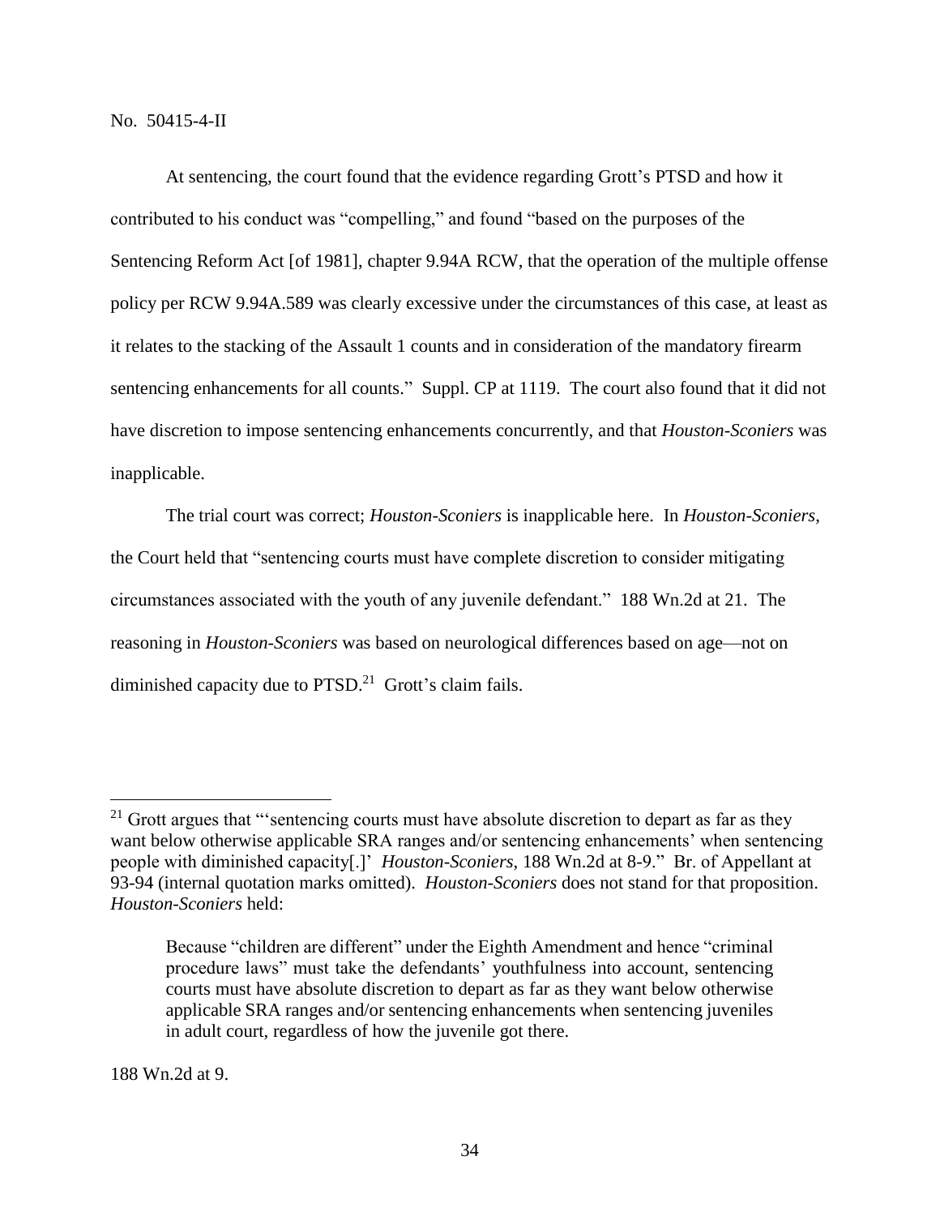At sentencing, the court found that the evidence regarding Grott's PTSD and how it contributed to his conduct was "compelling," and found "based on the purposes of the Sentencing Reform Act [of 1981], chapter 9.94A RCW, that the operation of the multiple offense policy per RCW 9.94A.589 was clearly excessive under the circumstances of this case, at least as it relates to the stacking of the Assault 1 counts and in consideration of the mandatory firearm sentencing enhancements for all counts." Suppl. CP at 1119. The court also found that it did not have discretion to impose sentencing enhancements concurrently, and that *Houston-Sconiers* was inapplicable.

The trial court was correct; *Houston-Sconiers* is inapplicable here. In *Houston-Sconiers*, the Court held that "sentencing courts must have complete discretion to consider mitigating circumstances associated with the youth of any juvenile defendant." 188 Wn.2d at 21. The reasoning in *Houston-Sconiers* was based on neurological differences based on age—not on diminished capacity due to PTSD.[21] Grott's claim fails.

---

[21] Grott argues that "'sentencing courts must have absolute discretion to depart as far as they want below otherwise applicable SRA ranges and/or sentencing enhancements' when sentencing people with diminished capacity[.]' *Houston-Sconiers*, 188 Wn.2d at 8-9." Br. of Appellant at 93-94 (internal quotation marks omitted). *Houston-Sconiers* does not stand for that proposition. *Houston-Sconiers* held:

> Because "children are different" under the Eighth Amendment and hence "criminal procedure laws" must take the defendants' youthfulness into account, sentencing courts must have absolute discretion to depart as far as they want below otherwise applicable SRA ranges and/or sentencing enhancements when sentencing juveniles in adult court, regardless of how the juvenile got there.

188 Wn.2d at 9.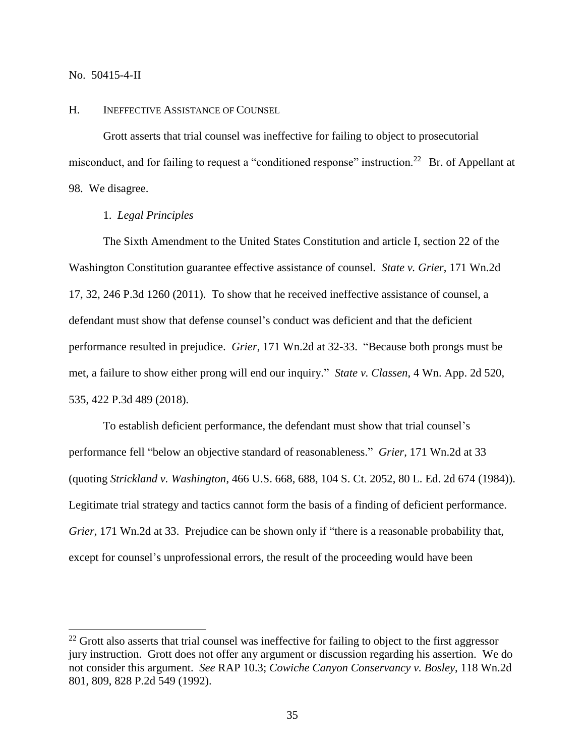No. 50415-4-II

### H. Ineffective Assistance of Counsel

Grott asserts that trial counsel was ineffective for failing to object to prosecutorial misconduct, and for failing to request a "conditioned response" instruction.[22] Br. of Appellant at 98. We disagree.

#### 1. *Legal Principles*

The Sixth Amendment to the United States Constitution and article I, section 22 of the Washington Constitution guarantee effective assistance of counsel. *State v. Grier*, 171 Wn.2d 17, 32, 246 P.3d 1260 (2011). To show that he received ineffective assistance of counsel, a defendant must show that defense counsel's conduct was deficient and that the deficient performance resulted in prejudice. *Grier*, 171 Wn.2d at 32-33. "Because both prongs must be met, a failure to show either prong will end our inquiry." *State v. Classen*, 4 Wn. App. 2d 520, 535, 422 P.3d 489 (2018).

To establish deficient performance, the defendant must show that trial counsel's performance fell "below an objective standard of reasonableness." *Grier*, 171 Wn.2d at 33 (quoting *Strickland v. Washington*, 466 U.S. 668, 688, 104 S. Ct. 2052, 80 L. Ed. 2d 674 (1984)). Legitimate trial strategy and tactics cannot form the basis of a finding of deficient performance. *Grier*, 171 Wn.2d at 33. Prejudice can be shown only if "there is a reasonable probability that, except for counsel's unprofessional errors, the result of the proceeding would have been

---

[22] Grott also asserts that trial counsel was ineffective for failing to object to the first aggressor jury instruction. Grott does not offer any argument or discussion regarding his assertion. We do not consider this argument. *See* RAP 10.3; *Cowiche Canyon Conservancy v. Bosley*, 118 Wn.2d 801, 809, 828 P.2d 549 (1992).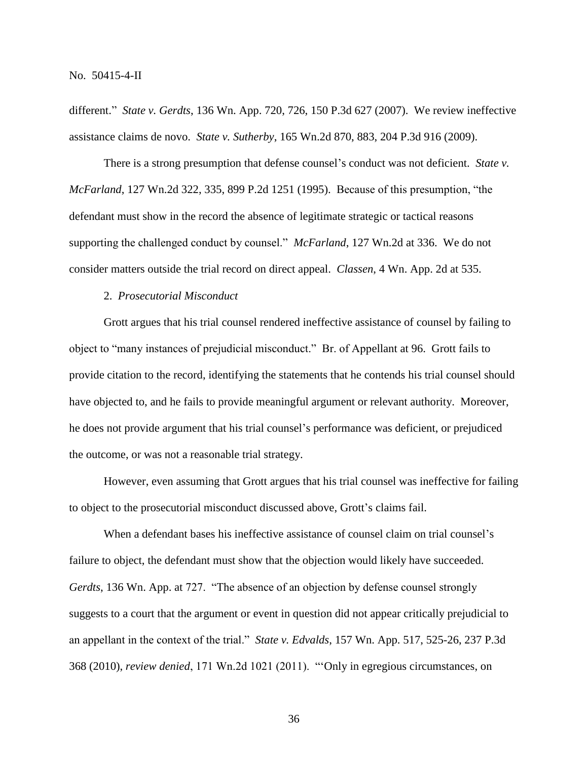different." *State v. Gerdts*, 136 Wn. App. 720, 726, 150 P.3d 627 (2007). We review ineffective assistance claims de novo. *State v. Sutherby*, 165 Wn.2d 870, 883, 204 P.3d 916 (2009).

There is a strong presumption that defense counsel's conduct was not deficient. *State v. McFarland*, 127 Wn.2d 322, 335, 899 P.2d 1251 (1995). Because of this presumption, "the defendant must show in the record the absence of legitimate strategic or tactical reasons supporting the challenged conduct by counsel." *McFarland*, 127 Wn.2d at 336. We do not consider matters outside the trial record on direct appeal. *Classen*, 4 Wn. App. 2d at 535.

2. *Prosecutorial Misconduct*

Grott argues that his trial counsel rendered ineffective assistance of counsel by failing to object to "many instances of prejudicial misconduct." Br. of Appellant at 96. Grott fails to provide citation to the record, identifying the statements that he contends his trial counsel should have objected to, and he fails to provide meaningful argument or relevant authority. Moreover, he does not provide argument that his trial counsel's performance was deficient, or prejudiced the outcome, or was not a reasonable trial strategy.

However, even assuming that Grott argues that his trial counsel was ineffective for failing to object to the prosecutorial misconduct discussed above, Grott's claims fail.

When a defendant bases his ineffective assistance of counsel claim on trial counsel's failure to object, the defendant must show that the objection would likely have succeeded. *Gerdts*, 136 Wn. App. at 727. "The absence of an objection by defense counsel strongly suggests to a court that the argument or event in question did not appear critically prejudicial to an appellant in the context of the trial." *State v. Edvalds*, 157 Wn. App. 517, 525-26, 237 P.3d 368 (2010), *review denied*, 171 Wn.2d 1021 (2011). "'Only in egregious circumstances, on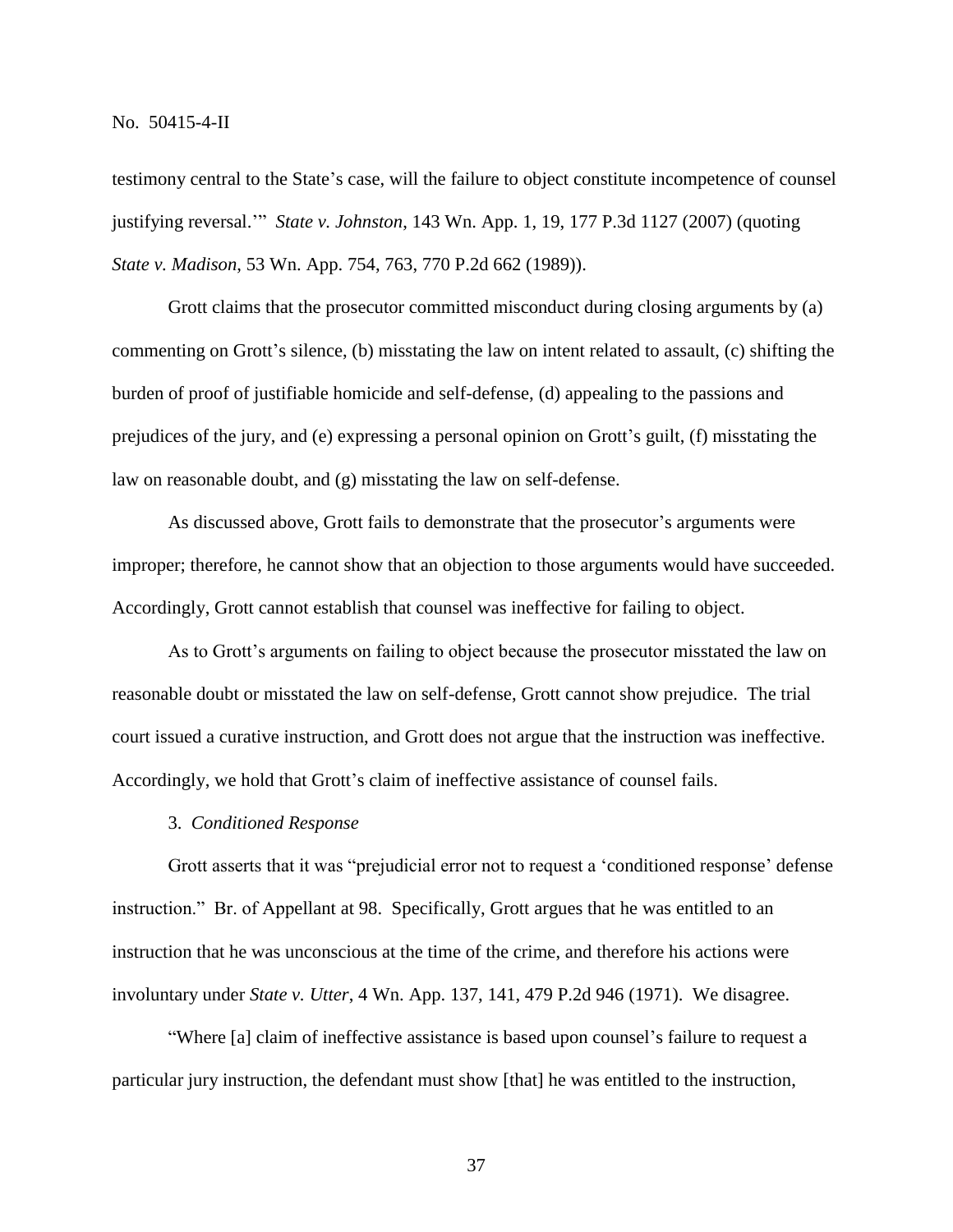testimony central to the State's case, will the failure to object constitute incompetence of counsel justifying reversal.'" *State v. Johnston*, 143 Wn. App. 1, 19, 177 P.3d 1127 (2007) (quoting *State v. Madison*, 53 Wn. App. 754, 763, 770 P.2d 662 (1989)).

Grott claims that the prosecutor committed misconduct during closing arguments by (a) commenting on Grott's silence, (b) misstating the law on intent related to assault, (c) shifting the burden of proof of justifiable homicide and self-defense, (d) appealing to the passions and prejudices of the jury, and (e) expressing a personal opinion on Grott's guilt, (f) misstating the law on reasonable doubt, and (g) misstating the law on self-defense.

As discussed above, Grott fails to demonstrate that the prosecutor's arguments were improper; therefore, he cannot show that an objection to those arguments would have succeeded. Accordingly, Grott cannot establish that counsel was ineffective for failing to object.

As to Grott's arguments on failing to object because the prosecutor misstated the law on reasonable doubt or misstated the law on self-defense, Grott cannot show prejudice. The trial court issued a curative instruction, and Grott does not argue that the instruction was ineffective. Accordingly, we hold that Grott's claim of ineffective assistance of counsel fails.

3. *Conditioned Response*

Grott asserts that it was "prejudicial error not to request a 'conditioned response' defense instruction." Br. of Appellant at 98. Specifically, Grott argues that he was entitled to an instruction that he was unconscious at the time of the crime, and therefore his actions were involuntary under *State v. Utter*, 4 Wn. App. 137, 141, 479 P.2d 946 (1971). We disagree.

"Where [a] claim of ineffective assistance is based upon counsel's failure to request a particular jury instruction, the defendant must show [that] he was entitled to the instruction,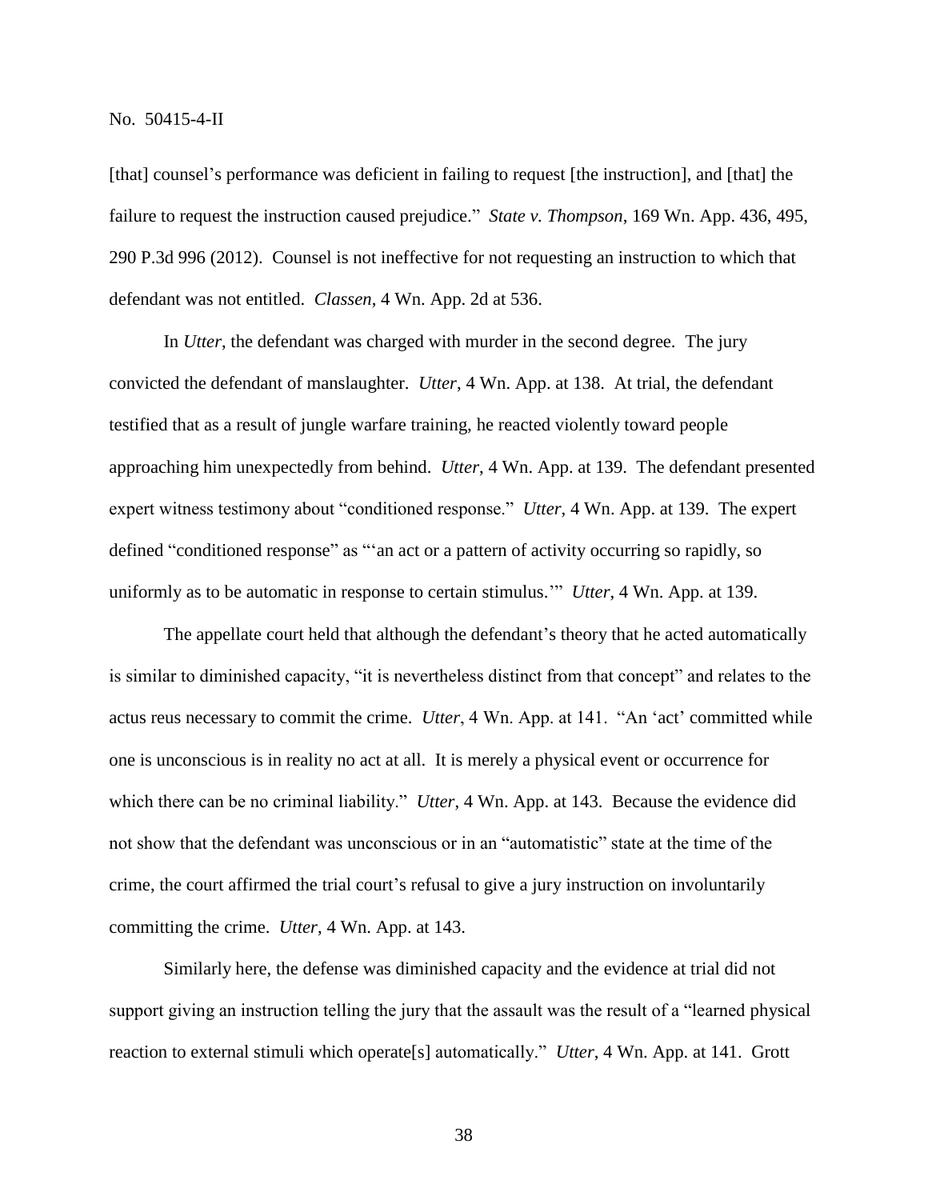[that] counsel's performance was deficient in failing to request [the instruction], and [that] the failure to request the instruction caused prejudice." *State v. Thompson*, 169 Wn. App. 436, 495, 290 P.3d 996 (2012). Counsel is not ineffective for not requesting an instruction to which that defendant was not entitled. *Classen*, 4 Wn. App. 2d at 536.

In *Utter*, the defendant was charged with murder in the second degree. The jury convicted the defendant of manslaughter. *Utter*, 4 Wn. App. at 138. At trial, the defendant testified that as a result of jungle warfare training, he reacted violently toward people approaching him unexpectedly from behind. *Utter*, 4 Wn. App. at 139. The defendant presented expert witness testimony about "conditioned response." *Utter*, 4 Wn. App. at 139. The expert defined "conditioned response" as "'an act or a pattern of activity occurring so rapidly, so uniformly as to be automatic in response to certain stimulus.'" *Utter*, 4 Wn. App. at 139.

The appellate court held that although the defendant's theory that he acted automatically is similar to diminished capacity, "it is nevertheless distinct from that concept" and relates to the actus reus necessary to commit the crime. *Utter*, 4 Wn. App. at 141. "An 'act' committed while one is unconscious is in reality no act at all. It is merely a physical event or occurrence for which there can be no criminal liability." *Utter*, 4 Wn. App. at 143. Because the evidence did not show that the defendant was unconscious or in an "automatistic" state at the time of the crime, the court affirmed the trial court's refusal to give a jury instruction on involuntarily committing the crime. *Utter*, 4 Wn. App. at 143.

Similarly here, the defense was diminished capacity and the evidence at trial did not support giving an instruction telling the jury that the assault was the result of a "learned physical reaction to external stimuli which operate[s] automatically." *Utter*, 4 Wn. App. at 141. Grott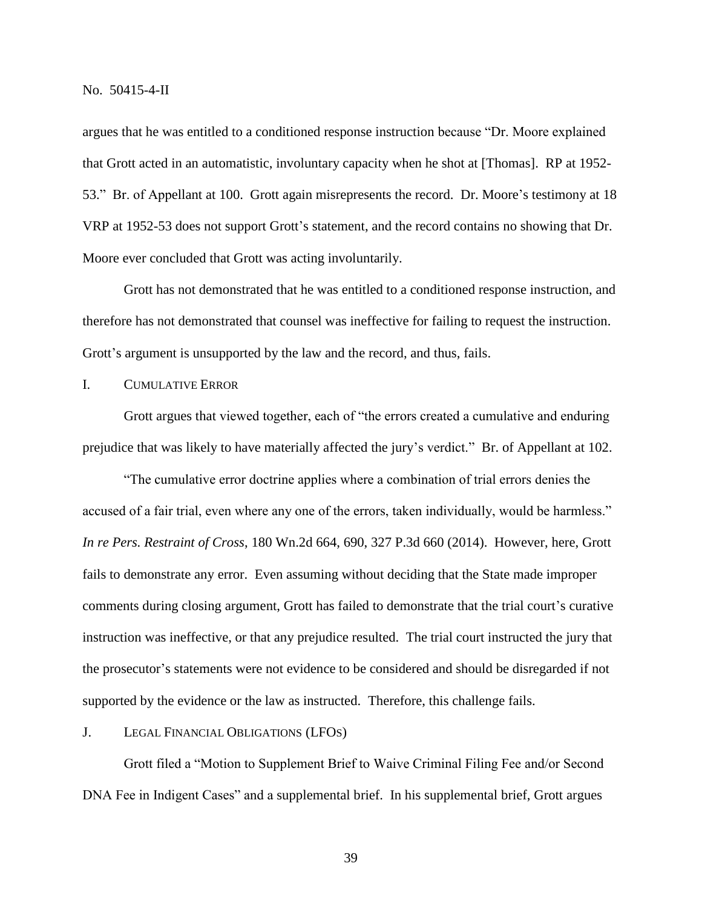argues that he was entitled to a conditioned response instruction because "Dr. Moore explained that Grott acted in an automatistic, involuntary capacity when he shot at [Thomas]. RP at 1952-53." Br. of Appellant at 100. Grott again misrepresents the record. Dr. Moore's testimony at 18 VRP at 1952-53 does not support Grott's statement, and the record contains no showing that Dr. Moore ever concluded that Grott was acting involuntarily.

Grott has not demonstrated that he was entitled to a conditioned response instruction, and therefore has not demonstrated that counsel was ineffective for failing to request the instruction. Grott's argument is unsupported by the law and the record, and thus, fails.

### I. CUMULATIVE ERROR

Grott argues that viewed together, each of "the errors created a cumulative and enduring prejudice that was likely to have materially affected the jury's verdict." Br. of Appellant at 102.

"The cumulative error doctrine applies where a combination of trial errors denies the accused of a fair trial, even where any one of the errors, taken individually, would be harmless." *In re Pers. Restraint of Cross*, 180 Wn.2d 664, 690, 327 P.3d 660 (2014). However, here, Grott fails to demonstrate any error. Even assuming without deciding that the State made improper comments during closing argument, Grott has failed to demonstrate that the trial court's curative instruction was ineffective, or that any prejudice resulted. The trial court instructed the jury that the prosecutor's statements were not evidence to be considered and should be disregarded if not supported by the evidence or the law as instructed. Therefore, this challenge fails.

### J. LEGAL FINANCIAL OBLIGATIONS (LFOS)

Grott filed a "Motion to Supplement Brief to Waive Criminal Filing Fee and/or Second DNA Fee in Indigent Cases" and a supplemental brief. In his supplemental brief, Grott argues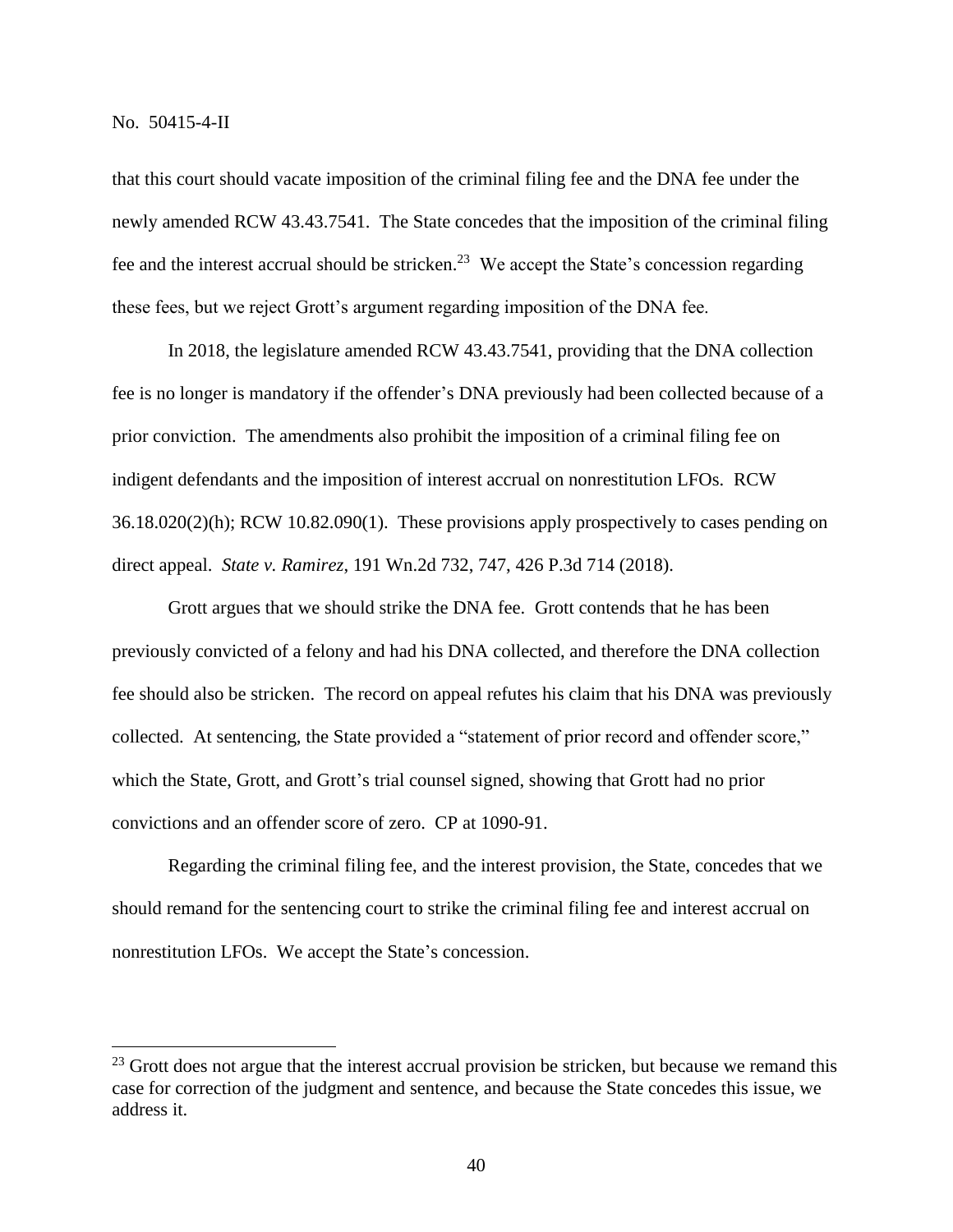that this court should vacate imposition of the criminal filing fee and the DNA fee under the newly amended RCW 43.43.7541. The State concedes that the imposition of the criminal filing fee and the interest accrual should be stricken.[23] We accept the State's concession regarding these fees, but we reject Grott's argument regarding imposition of the DNA fee.

In 2018, the legislature amended RCW 43.43.7541, providing that the DNA collection fee is no longer is mandatory if the offender's DNA previously had been collected because of a prior conviction. The amendments also prohibit the imposition of a criminal filing fee on indigent defendants and the imposition of interest accrual on nonrestitution LFOs. RCW 36.18.020(2)(h); RCW 10.82.090(1). These provisions apply prospectively to cases pending on direct appeal. *State v. Ramirez*, 191 Wn.2d 732, 747, 426 P.3d 714 (2018).

Grott argues that we should strike the DNA fee. Grott contends that he has been previously convicted of a felony and had his DNA collected, and therefore the DNA collection fee should also be stricken. The record on appeal refutes his claim that his DNA was previously collected. At sentencing, the State provided a "statement of prior record and offender score," which the State, Grott, and Grott's trial counsel signed, showing that Grott had no prior convictions and an offender score of zero. CP at 1090-91.

Regarding the criminal filing fee, and the interest provision, the State, concedes that we should remand for the sentencing court to strike the criminal filing fee and interest accrual on nonrestitution LFOs. We accept the State's concession.

---

[23] Grott does not argue that the interest accrual provision be stricken, but because we remand this case for correction of the judgment and sentence, and because the State concedes this issue, we address it.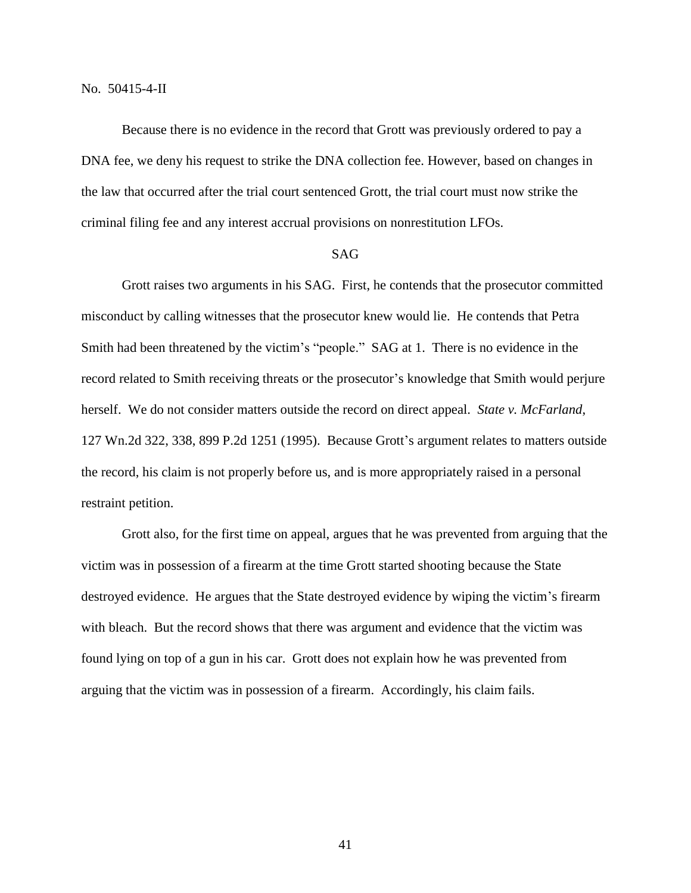Because there is no evidence in the record that Grott was previously ordered to pay a DNA fee, we deny his request to strike the DNA collection fee. However, based on changes in the law that occurred after the trial court sentenced Grott, the trial court must now strike the criminal filing fee and any interest accrual provisions on nonrestitution LFOs.

## SAG

Grott raises two arguments in his SAG. First, he contends that the prosecutor committed misconduct by calling witnesses that the prosecutor knew would lie. He contends that Petra Smith had been threatened by the victim's "people." SAG at 1. There is no evidence in the record related to Smith receiving threats or the prosecutor's knowledge that Smith would perjure herself. We do not consider matters outside the record on direct appeal. *State v. McFarland*, 127 Wn.2d 322, 338, 899 P.2d 1251 (1995). Because Grott's argument relates to matters outside the record, his claim is not properly before us, and is more appropriately raised in a personal restraint petition.

Grott also, for the first time on appeal, argues that he was prevented from arguing that the victim was in possession of a firearm at the time Grott started shooting because the State destroyed evidence. He argues that the State destroyed evidence by wiping the victim's firearm with bleach. But the record shows that there was argument and evidence that the victim was found lying on top of a gun in his car. Grott does not explain how he was prevented from arguing that the victim was in possession of a firearm. Accordingly, his claim fails.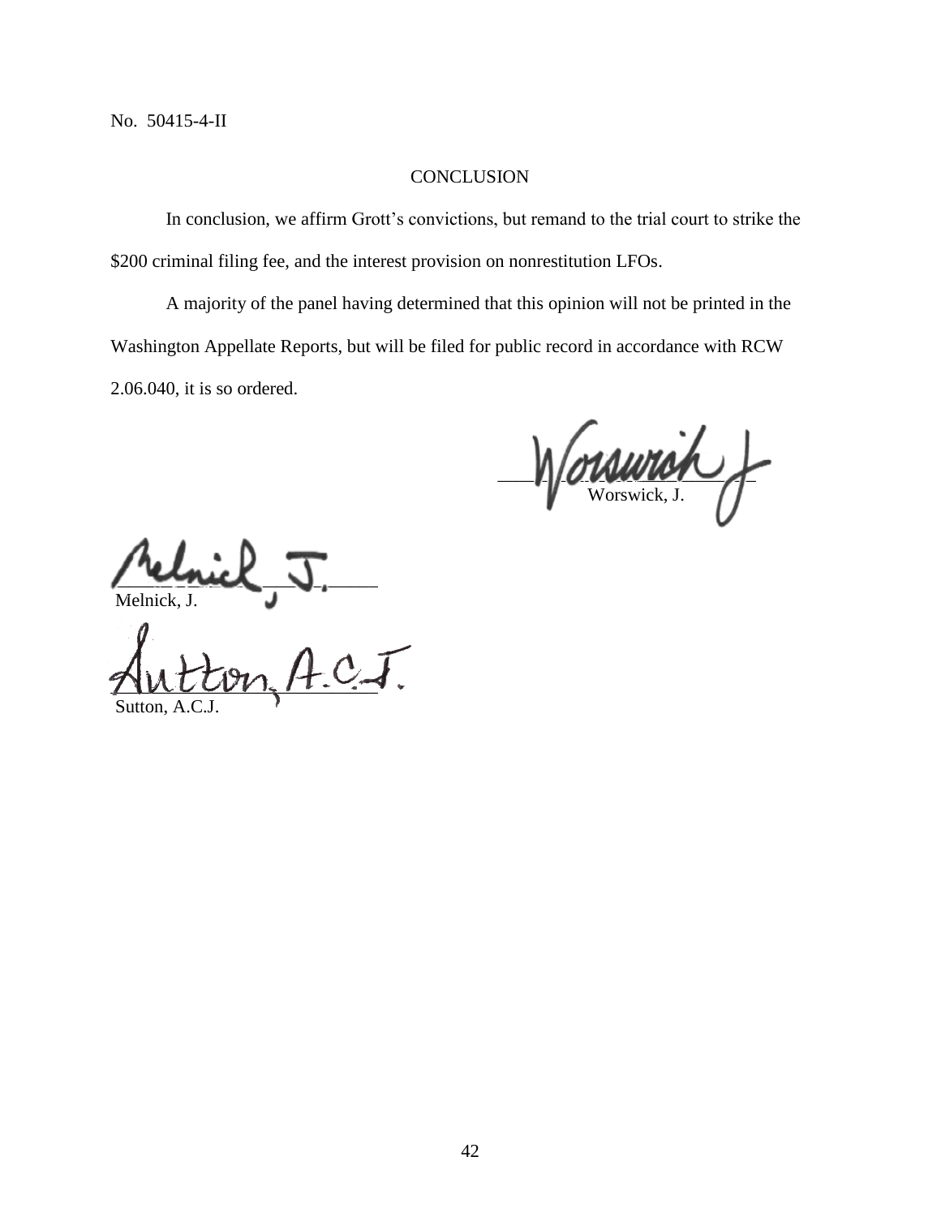No. 50415-4-II

## CONCLUSION

In conclusion, we affirm Grott's convictions, but remand to the trial court to strike the $200 criminal filing fee, and the interest provision on nonrestitution LFOs.

A majority of the panel having determined that this opinion will not be printed in the Washington Appellate Reports, but will be filed for public record in accordance with RCW 2.06.040, it is so ordered.

Worswick, J.

Melnick, J.

Sutton, A.C.J.